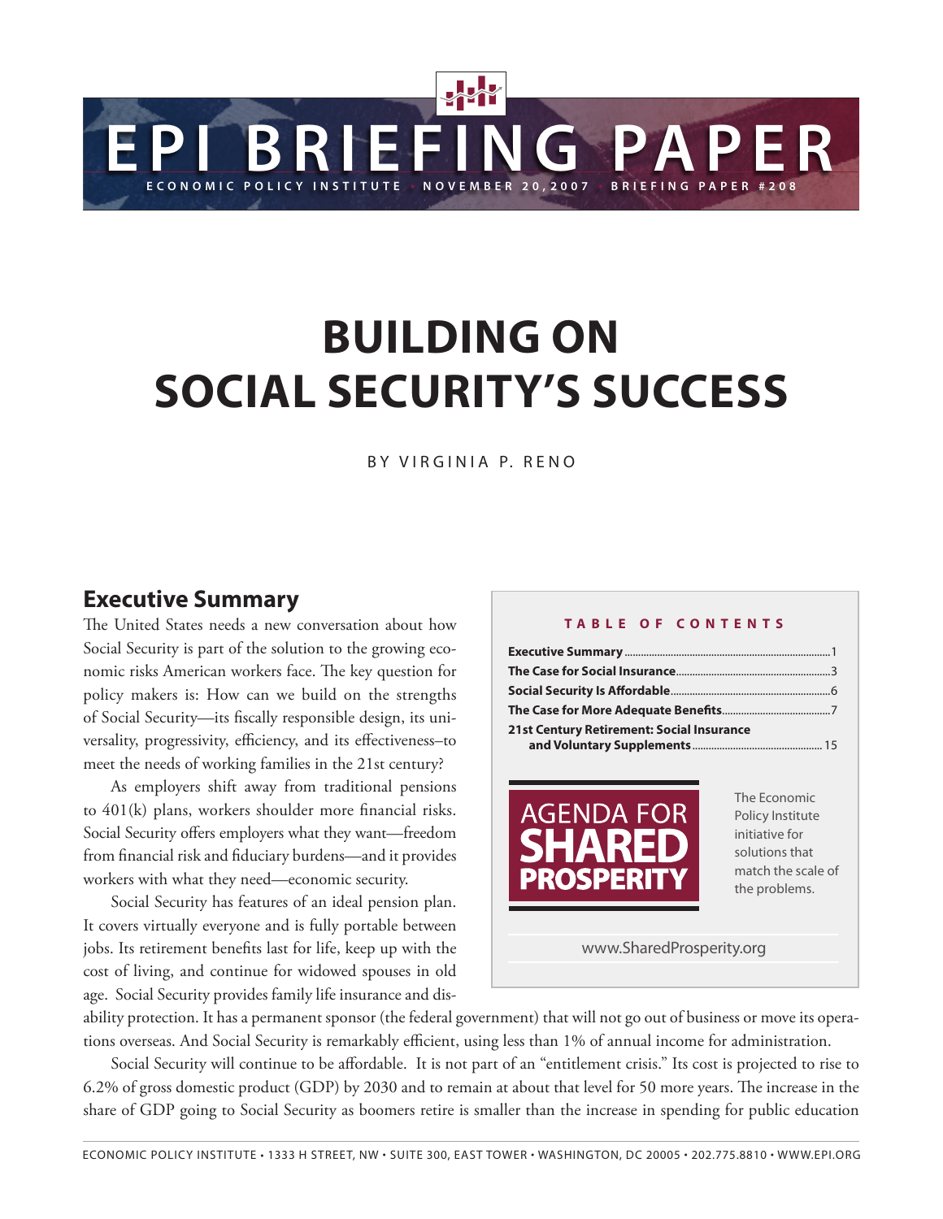EPI BRIEFING PAPER

ECONOMIC POLICY INSTITUTE • NOVEMBER 20, 2007 • BRIEFING PAPER #208

# BUILDING ON SOCIAL SECURITY'S SUCCESS

BY VIRGINIA P. RENO

**TABLE OF CONTENTS**

| | |
|---|---|
| **Executive Summary** | 1 |
| **The Case for Social Insurance** | 3 |
| **Social Security Is Affordable** | 6 |
| **The Case for More Adequate Benefits** | 7 |
| **21st Century Retirement: Social Insurance and Voluntary Supplements** | 15 |

AGENDA FOR SHARED PROSPERITY

The Economic Policy Institute initiative for solutions that match the scale of the problems.

www.SharedProsperity.org

## Executive Summary

The United States needs a new conversation about how Social Security is part of the solution to the growing economic risks American workers face. The key question for policy makers is: How can we build on the strengths of Social Security—its fiscally responsible design, its universality, progressivity, efficiency, and its effectiveness–to meet the needs of working families in the 21st century?

As employers shift away from traditional pensions to 401(k) plans, workers shoulder more financial risks. Social Security offers employers what they want—freedom from financial risk and fiduciary burdens—and it provides workers with what they need—economic security.

Social Security has features of an ideal pension plan. It covers virtually everyone and is fully portable between jobs. Its retirement benefits last for life, keep up with the cost of living, and continue for widowed spouses in old age. Social Security provides family life insurance and disability protection. It has a permanent sponsor (the federal government) that will not go out of business or move its operations overseas. And Social Security is remarkably efficient, using less than 1% of annual income for administration.

Social Security will continue to be affordable. It is not part of an "entitlement crisis." Its cost is projected to rise to 6.2% of gross domestic product (GDP) by 2030 and to remain at about that level for 50 more years. The increase in the share of GDP going to Social Security as boomers retire is smaller than the increase in spending for public education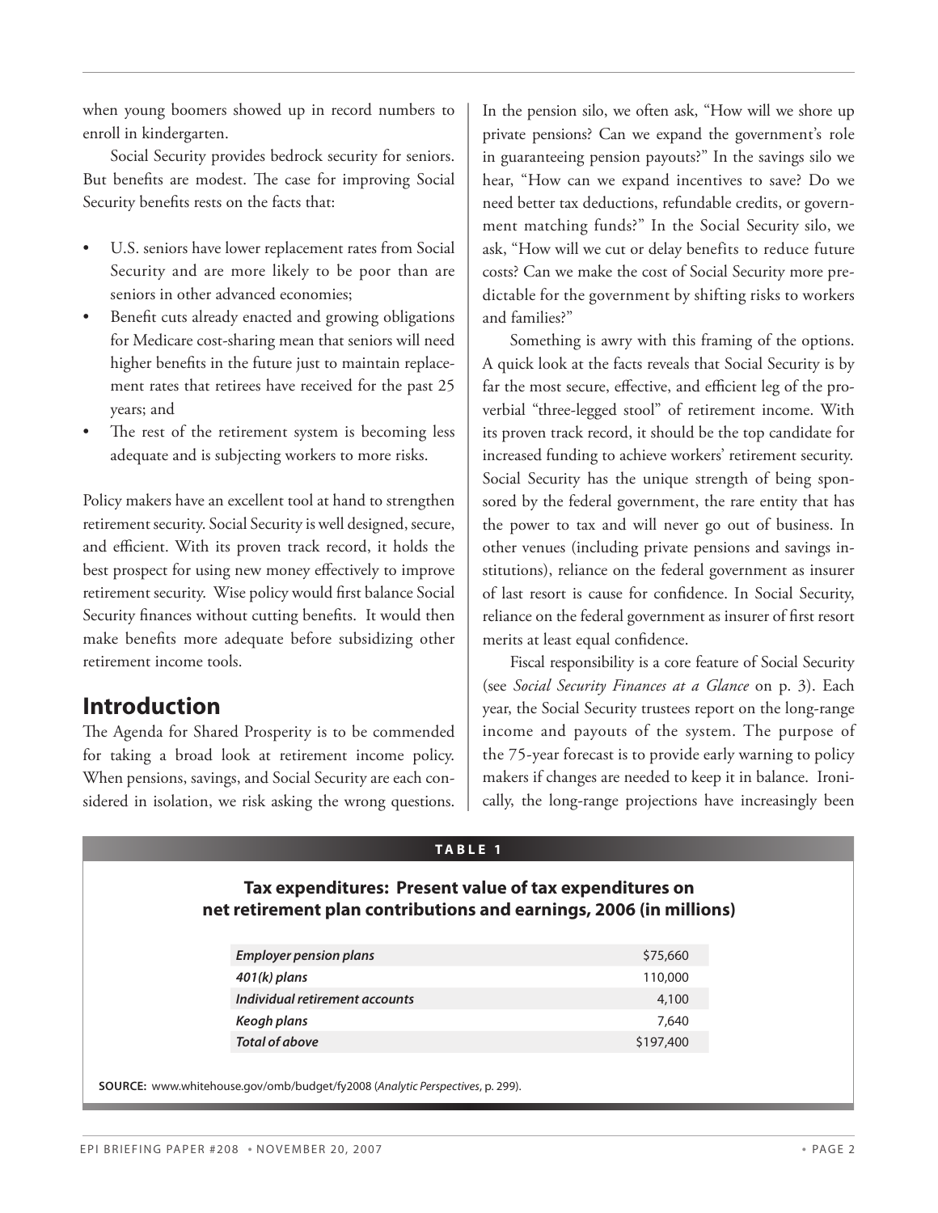when young boomers showed up in record numbers to enroll in kindergarten.

Social Security provides bedrock security for seniors. But benefits are modest. The case for improving Social Security benefits rests on the facts that:

- U.S. seniors have lower replacement rates from Social Security and are more likely to be poor than are seniors in other advanced economies;
- Benefit cuts already enacted and growing obligations for Medicare cost-sharing mean that seniors will need higher benefits in the future just to maintain replacement rates that retirees have received for the past 25 years; and
- The rest of the retirement system is becoming less adequate and is subjecting workers to more risks.

Policy makers have an excellent tool at hand to strengthen retirement security. Social Security is well designed, secure, and efficient. With its proven track record, it holds the best prospect for using new money effectively to improve retirement security. Wise policy would first balance Social Security finances without cutting benefits. It would then make benefits more adequate before subsidizing other retirement income tools.

## Introduction

The Agenda for Shared Prosperity is to be commended for taking a broad look at retirement income policy. When pensions, savings, and Social Security are each considered in isolation, we risk asking the wrong questions. In the pension silo, we often ask, "How will we shore up private pensions? Can we expand the government's role in guaranteeing pension payouts?" In the savings silo we hear, "How can we expand incentives to save? Do we need better tax deductions, refundable credits, or government matching funds?" In the Social Security silo, we ask, "How will we cut or delay benefits to reduce future costs? Can we make the cost of Social Security more predictable for the government by shifting risks to workers and families?"

Something is awry with this framing of the options. A quick look at the facts reveals that Social Security is by far the most secure, effective, and efficient leg of the proverbial "three-legged stool" of retirement income. With its proven track record, it should be the top candidate for increased funding to achieve workers' retirement security. Social Security has the unique strength of being sponsored by the federal government, the rare entity that has the power to tax and will never go out of business. In other venues (including private pensions and savings institutions), reliance on the federal government as insurer of last resort is cause for confidence. In Social Security, reliance on the federal government as insurer of first resort merits at least equal confidence.

Fiscal responsibility is a core feature of Social Security (see *Social Security Finances at a Glance* on p. 3). Each year, the Social Security trustees report on the long-range income and payouts of the system. The purpose of the 75-year forecast is to provide early warning to policy makers if changes are needed to keep it in balance. Ironically, the long-range projections have increasingly been

**TABLE 1**

**Tax expenditures: Present value of tax expenditures on net retirement plan contributions and earnings, 2006 (in millions)**

| | |
|---|---|
| ***Employer pension plans*** | $75,660 |
| ***401(k) plans*** | 110,000 |
| ***Individual retirement accounts*** | 4,100 |
| ***Keogh plans*** | 7,640 |
| ***Total of above*** | $197,400 |

**SOURCE:** www.whitehouse.gov/omb/budget/fy2008 (*Analytic Perspectives*, p. 299).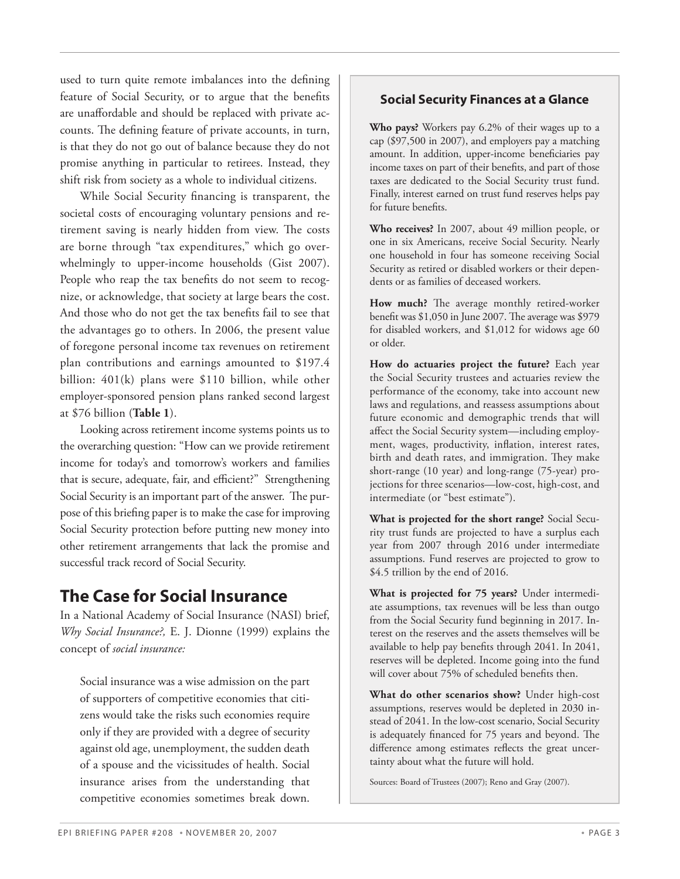used to turn quite remote imbalances into the defining feature of Social Security, or to argue that the benefits are unaffordable and should be replaced with private accounts. The defining feature of private accounts, in turn, is that they do not go out of balance because they do not promise anything in particular to retirees. Instead, they shift risk from society as a whole to individual citizens.

While Social Security financing is transparent, the societal costs of encouraging voluntary pensions and retirement saving is nearly hidden from view. The costs are borne through "tax expenditures," which go overwhelmingly to upper-income households (Gist 2007). People who reap the tax benefits do not seem to recognize, or acknowledge, that society at large bears the cost. And those who do not get the tax benefits fail to see that the advantages go to others. In 2006, the present value of foregone personal income tax revenues on retirement plan contributions and earnings amounted to $197.4 billion: 401(k) plans were $110 billion, while other employer-sponsored pension plans ranked second largest at $76 billion (**Table 1**).

Looking across retirement income systems points us to the overarching question: "How can we provide retirement income for today's and tomorrow's workers and families that is secure, adequate, fair, and efficient?" Strengthening Social Security is an important part of the answer. The purpose of this briefing paper is to make the case for improving Social Security protection before putting new money into other retirement arrangements that lack the promise and successful track record of Social Security.

## The Case for Social Insurance

In a National Academy of Social Insurance (NASI) brief, *Why Social Insurance?,* E. J. Dionne (1999) explains the concept of *social insurance:*

> Social insurance was a wise admission on the part of supporters of competitive economies that citizens would take the risks such economies require only if they are provided with a degree of security against old age, unemployment, the sudden death of a spouse and the vicissitudes of health. Social insurance arises from the understanding that competitive economies sometimes break down.

### Social Security Finances at a Glance

**Who pays?** Workers pay 6.2% of their wages up to a cap ($97,500 in 2007), and employers pay a matching amount. In addition, upper-income beneficiaries pay income taxes on part of their benefits, and part of those taxes are dedicated to the Social Security trust fund. Finally, interest earned on trust fund reserves helps pay for future benefits.

**Who receives?** In 2007, about 49 million people, or one in six Americans, receive Social Security. Nearly one household in four has someone receiving Social Security as retired or disabled workers or their dependents or as families of deceased workers.

**How much?** The average monthly retired-worker benefit was $1,050 in June 2007. The average was $979 for disabled workers, and $1,012 for widows age 60 or older.

**How do actuaries project the future?** Each year the Social Security trustees and actuaries review the performance of the economy, take into account new laws and regulations, and reassess assumptions about future economic and demographic trends that will affect the Social Security system—including employment, wages, productivity, inflation, interest rates, birth and death rates, and immigration. They make short-range (10 year) and long-range (75-year) projections for three scenarios—low-cost, high-cost, and intermediate (or "best estimate").

**What is projected for the short range?** Social Security trust funds are projected to have a surplus each year from 2007 through 2016 under intermediate assumptions. Fund reserves are projected to grow to $4.5 trillion by the end of 2016.

**What is projected for 75 years?** Under intermediate assumptions, tax revenues will be less than outgo from the Social Security fund beginning in 2017. Interest on the reserves and the assets themselves will be available to help pay benefits through 2041. In 2041, reserves will be depleted. Income going into the fund will cover about 75% of scheduled benefits then.

**What do other scenarios show?** Under high-cost assumptions, reserves would be depleted in 2030 instead of 2041. In the low-cost scenario, Social Security is adequately financed for 75 years and beyond. The difference among estimates reflects the great uncertainty about what the future will hold.

Sources: Board of Trustees (2007); Reno and Gray (2007).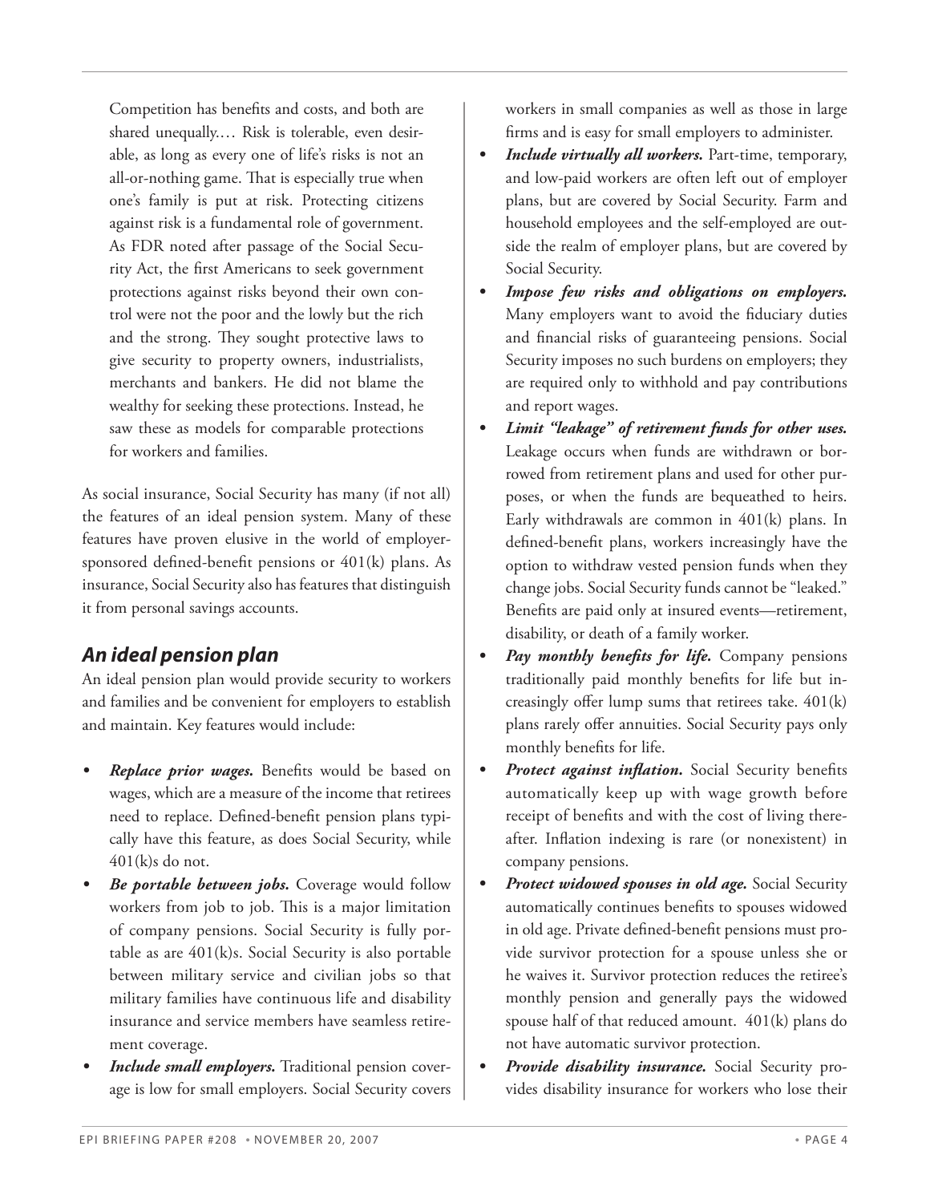> Competition has benefits and costs, and both are shared unequally.… Risk is tolerable, even desirable, as long as every one of life's risks is not an all-or-nothing game. That is especially true when one's family is put at risk. Protecting citizens against risk is a fundamental role of government. As FDR noted after passage of the Social Security Act, the first Americans to seek government protections against risks beyond their own control were not the poor and the lowly but the rich and the strong. They sought protective laws to give security to property owners, industrialists, merchants and bankers. He did not blame the wealthy for seeking these protections. Instead, he saw these as models for comparable protections for workers and families.

As social insurance, Social Security has many (if not all) the features of an ideal pension system. Many of these features have proven elusive in the world of employer-sponsored defined-benefit pensions or 401(k) plans. As insurance, Social Security also has features that distinguish it from personal savings accounts.

## *An ideal pension plan*

An ideal pension plan would provide security to workers and families and be convenient for employers to establish and maintain. Key features would include:

- ***Replace prior wages.*** Benefits would be based on wages, which are a measure of the income that retirees need to replace. Defined-benefit pension plans typically have this feature, as does Social Security, while 401(k)s do not.
- ***Be portable between jobs.*** Coverage would follow workers from job to job. This is a major limitation of company pensions. Social Security is fully portable as are 401(k)s. Social Security is also portable between military service and civilian jobs so that military families have continuous life and disability insurance and service members have seamless retirement coverage.
- ***Include small employers.*** Traditional pension coverage is low for small employers. Social Security covers workers in small companies as well as those in large firms and is easy for small employers to administer.
- ***Include virtually all workers.*** Part-time, temporary, and low-paid workers are often left out of employer plans, but are covered by Social Security. Farm and household employees and the self-employed are outside the realm of employer plans, but are covered by Social Security.
- ***Impose few risks and obligations on employers.*** Many employers want to avoid the fiduciary duties and financial risks of guaranteeing pensions. Social Security imposes no such burdens on employers; they are required only to withhold and pay contributions and report wages.
- ***Limit "leakage" of retirement funds for other uses.*** Leakage occurs when funds are withdrawn or borrowed from retirement plans and used for other purposes, or when the funds are bequeathed to heirs. Early withdrawals are common in 401(k) plans. In defined-benefit plans, workers increasingly have the option to withdraw vested pension funds when they change jobs. Social Security funds cannot be "leaked." Benefits are paid only at insured events—retirement, disability, or death of a family worker.
- ***Pay monthly benefits for life.*** Company pensions traditionally paid monthly benefits for life but increasingly offer lump sums that retirees take. 401(k) plans rarely offer annuities. Social Security pays only monthly benefits for life.
- ***Protect against inflation.*** Social Security benefits automatically keep up with wage growth before receipt of benefits and with the cost of living thereafter. Inflation indexing is rare (or nonexistent) in company pensions.
- ***Protect widowed spouses in old age.*** Social Security automatically continues benefits to spouses widowed in old age. Private defined-benefit pensions must provide survivor protection for a spouse unless she or he waives it. Survivor protection reduces the retiree's monthly pension and generally pays the widowed spouse half of that reduced amount. 401(k) plans do not have automatic survivor protection.
- ***Provide disability insurance.*** Social Security provides disability insurance for workers who lose their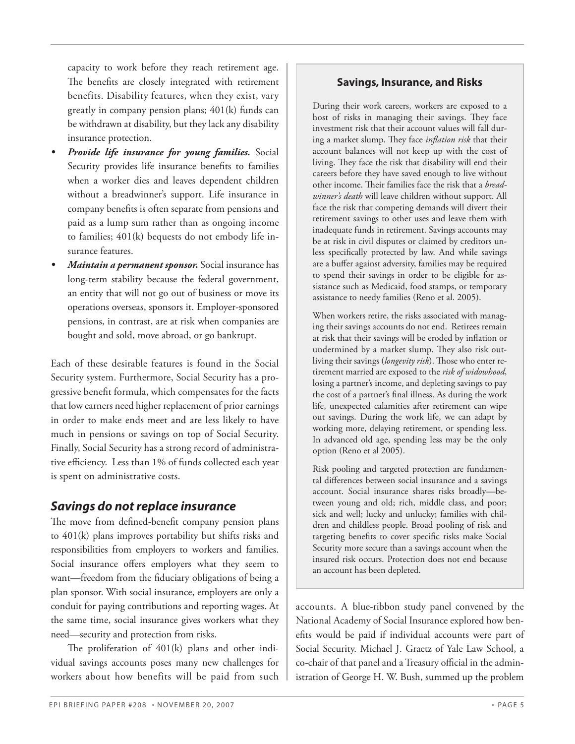capacity to work before they reach retirement age. The benefits are closely integrated with retirement benefits. Disability features, when they exist, vary greatly in company pension plans; 401(k) funds can be withdrawn at disability, but they lack any disability insurance protection.

- ***Provide life insurance for young families.*** Social Security provides life insurance benefits to families when a worker dies and leaves dependent children without a breadwinner's support. Life insurance in company benefits is often separate from pensions and paid as a lump sum rather than as ongoing income to families; 401(k) bequests do not embody life insurance features.
- ***Maintain a permanent sponsor.*** Social insurance has long-term stability because the federal government, an entity that will not go out of business or move its operations overseas, sponsors it. Employer-sponsored pensions, in contrast, are at risk when companies are bought and sold, move abroad, or go bankrupt.

Each of these desirable features is found in the Social Security system. Furthermore, Social Security has a progressive benefit formula, which compensates for the facts that low earners need higher replacement of prior earnings in order to make ends meet and are less likely to have much in pensions or savings on top of Social Security. Finally, Social Security has a strong record of administrative efficiency. Less than 1% of funds collected each year is spent on administrative costs.

## *Savings do not replace insurance*

The move from defined-benefit company pension plans to 401(k) plans improves portability but shifts risks and responsibilities from employers to workers and families. Social insurance offers employers what they seem to want—freedom from the fiduciary obligations of being a plan sponsor. With social insurance, employers are only a conduit for paying contributions and reporting wages. At the same time, social insurance gives workers what they need—security and protection from risks.

The proliferation of 401(k) plans and other individual savings accounts poses many new challenges for workers about how benefits will be paid from such accounts. A blue-ribbon study panel convened by the National Academy of Social Insurance explored how benefits would be paid if individual accounts were part of Social Security. Michael J. Graetz of Yale Law School, a co-chair of that panel and a Treasury official in the administration of George H. W. Bush, summed up the problem

### Savings, Insurance, and Risks

During their work careers, workers are exposed to a host of risks in managing their savings. They face investment risk that their account values will fall during a market slump. They face *inflation risk* that their account balances will not keep up with the cost of living. They face the risk that disability will end their careers before they have saved enough to live without other income. Their families face the risk that a *breadwinner's death* will leave children without support. All face the risk that competing demands will divert their retirement savings to other uses and leave them with inadequate funds in retirement. Savings accounts may be at risk in civil disputes or claimed by creditors unless specifically protected by law. And while savings are a buffer against adversity, families may be required to spend their savings in order to be eligible for assistance such as Medicaid, food stamps, or temporary assistance to needy families (Reno et al. 2005).

When workers retire, the risks associated with managing their savings accounts do not end. Retirees remain at risk that their savings will be eroded by inflation or undermined by a market slump. They also risk outliving their savings (*longevity risk*). Those who enter retirement married are exposed to the *risk of widowhood*, losing a partner's income, and depleting savings to pay the cost of a partner's final illness. As during the work life, unexpected calamities after retirement can wipe out savings. During the work life, we can adapt by working more, delaying retirement, or spending less. In advanced old age, spending less may be the only option (Reno et al 2005).

Risk pooling and targeted protection are fundamental differences between social insurance and a savings account. Social insurance shares risks broadly—between young and old; rich, middle class, and poor; sick and well; lucky and unlucky; families with children and childless people. Broad pooling of risk and targeting benefits to cover specific risks make Social Security more secure than a savings account when the insured risk occurs. Protection does not end because an account has been depleted.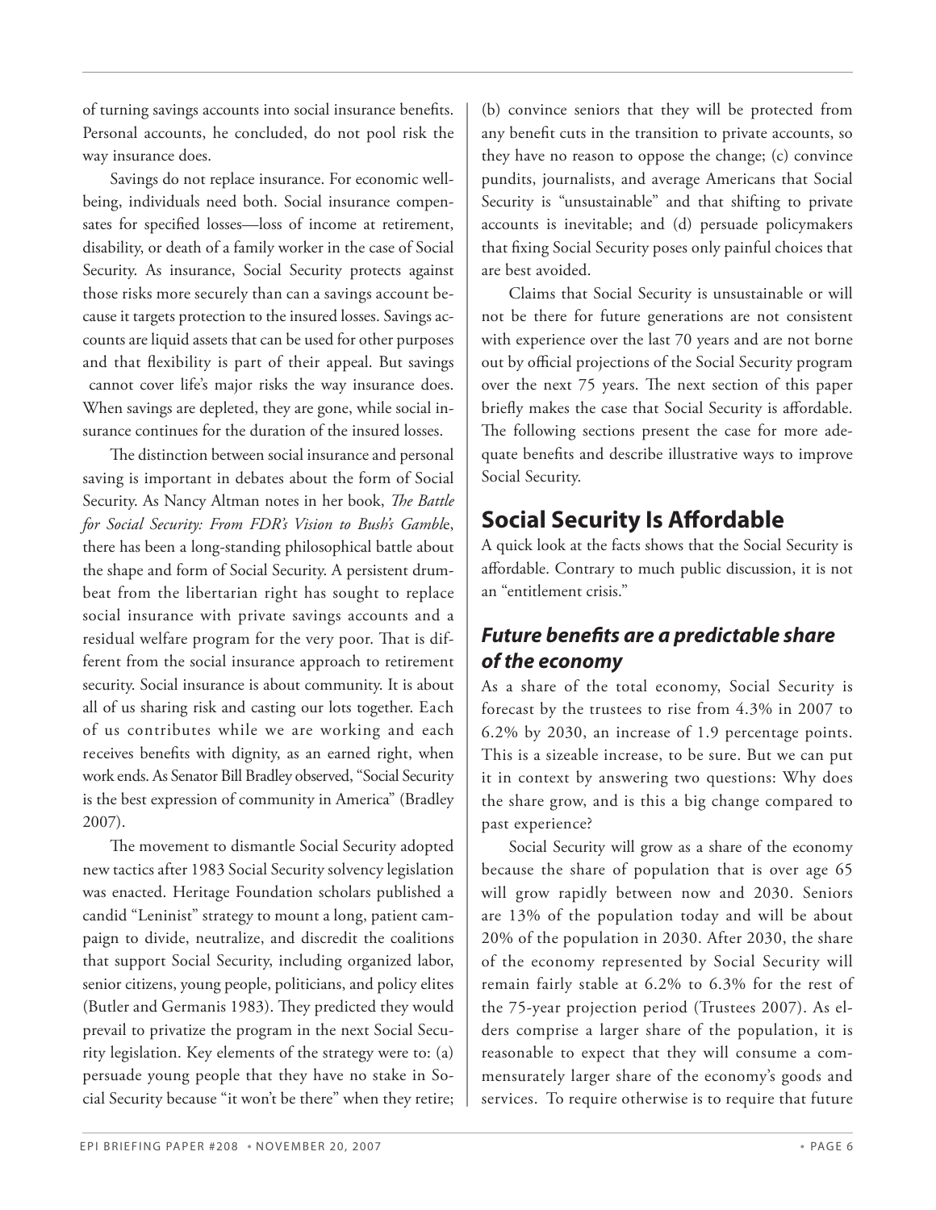of turning savings accounts into social insurance benefits. Personal accounts, he concluded, do not pool risk the way insurance does.

Savings do not replace insurance. For economic well-being, individuals need both. Social insurance compensates for specified losses—loss of income at retirement, disability, or death of a family worker in the case of Social Security. As insurance, Social Security protects against those risks more securely than can a savings account because it targets protection to the insured losses. Savings accounts are liquid assets that can be used for other purposes and that flexibility is part of their appeal. But savings cannot cover life's major risks the way insurance does. When savings are depleted, they are gone, while social insurance continues for the duration of the insured losses.

The distinction between social insurance and personal saving is important in debates about the form of Social Security. As Nancy Altman notes in her book, *The Battle for Social Security: From FDR's Vision to Bush's Gamble*, there has been a long-standing philosophical battle about the shape and form of Social Security. A persistent drumbeat from the libertarian right has sought to replace social insurance with private savings accounts and a residual welfare program for the very poor. That is different from the social insurance approach to retirement security. Social insurance is about community. It is about all of us sharing risk and casting our lots together. Each of us contributes while we are working and each receives benefits with dignity, as an earned right, when work ends. As Senator Bill Bradley observed, "Social Security is the best expression of community in America" (Bradley 2007).

The movement to dismantle Social Security adopted new tactics after 1983 Social Security solvency legislation was enacted. Heritage Foundation scholars published a candid "Leninist" strategy to mount a long, patient campaign to divide, neutralize, and discredit the coalitions that support Social Security, including organized labor, senior citizens, young people, politicians, and policy elites (Butler and Germanis 1983). They predicted they would prevail to privatize the program in the next Social Security legislation. Key elements of the strategy were to: (a) persuade young people that they have no stake in Social Security because "it won't be there" when they retire; (b) convince seniors that they will be protected from any benefit cuts in the transition to private accounts, so they have no reason to oppose the change; (c) convince pundits, journalists, and average Americans that Social Security is "unsustainable" and that shifting to private accounts is inevitable; and (d) persuade policymakers that fixing Social Security poses only painful choices that are best avoided.

Claims that Social Security is unsustainable or will not be there for future generations are not consistent with experience over the last 70 years and are not borne out by official projections of the Social Security program over the next 75 years. The next section of this paper briefly makes the case that Social Security is affordable. The following sections present the case for more adequate benefits and describe illustrative ways to improve Social Security.

## Social Security Is Affordable

A quick look at the facts shows that the Social Security is affordable. Contrary to much public discussion, it is not an "entitlement crisis."

### *Future benefits are a predictable share of the economy*

As a share of the total economy, Social Security is forecast by the trustees to rise from 4.3% in 2007 to 6.2% by 2030, an increase of 1.9 percentage points. This is a sizeable increase, to be sure. But we can put it in context by answering two questions: Why does the share grow, and is this a big change compared to past experience?

Social Security will grow as a share of the economy because the share of population that is over age 65 will grow rapidly between now and 2030. Seniors are 13% of the population today and will be about 20% of the population in 2030. After 2030, the share of the economy represented by Social Security will remain fairly stable at 6.2% to 6.3% for the rest of the 75-year projection period (Trustees 2007). As elders comprise a larger share of the population, it is reasonable to expect that they will consume a commensurately larger share of the economy's goods and services. To require otherwise is to require that future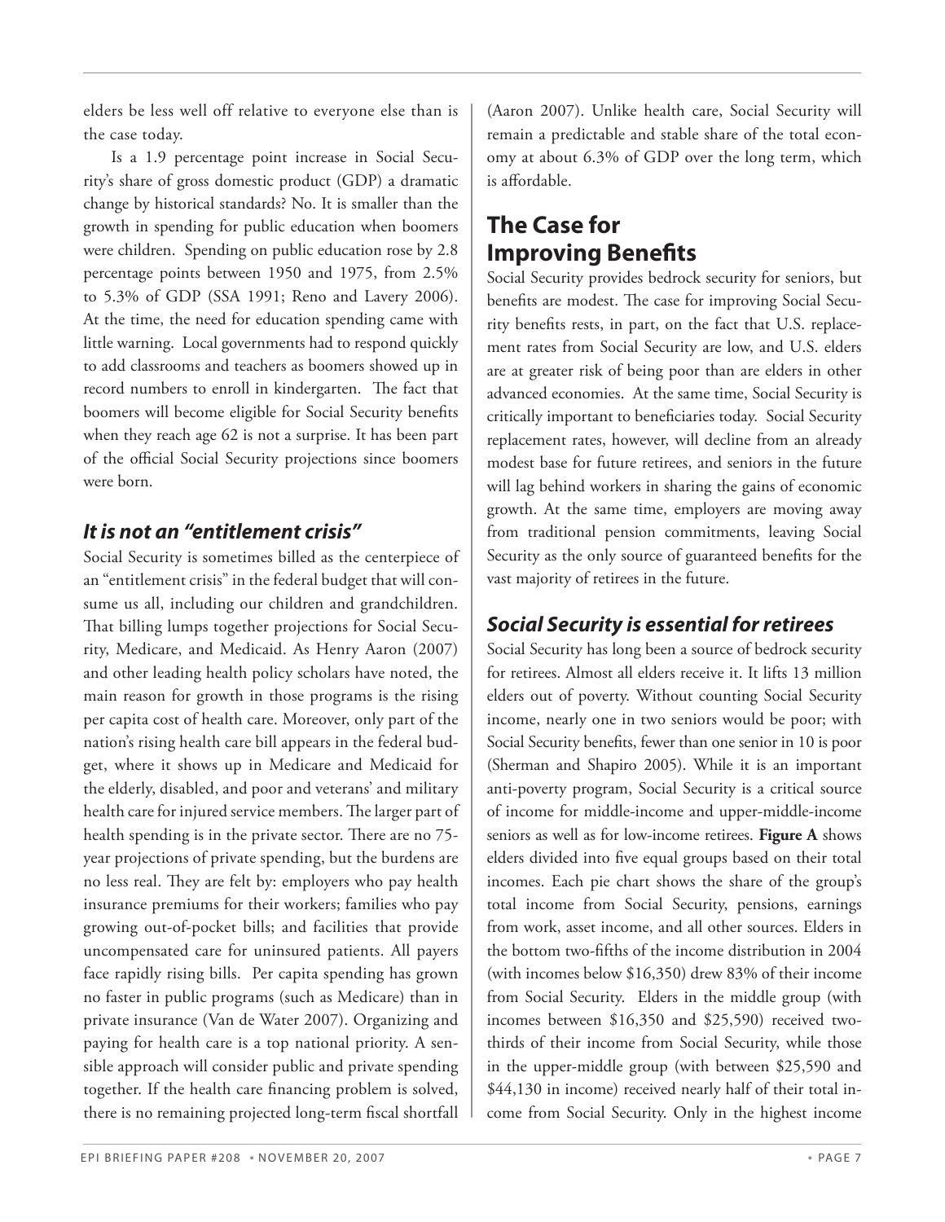elders be less well off relative to everyone else than is the case today.

Is a 1.9 percentage point increase in Social Security's share of gross domestic product (GDP) a dramatic change by historical standards? No. It is smaller than the growth in spending for public education when boomers were children. Spending on public education rose by 2.8 percentage points between 1950 and 1975, from 2.5% to 5.3% of GDP (SSA 1991; Reno and Lavery 2006). At the time, the need for education spending came with little warning. Local governments had to respond quickly to add classrooms and teachers as boomers showed up in record numbers to enroll in kindergarten. The fact that boomers will become eligible for Social Security benefits when they reach age 62 is not a surprise. It has been part of the official Social Security projections since boomers were born.

### *It is not an "entitlement crisis"*

Social Security is sometimes billed as the centerpiece of an "entitlement crisis" in the federal budget that will consume us all, including our children and grandchildren. That billing lumps together projections for Social Security, Medicare, and Medicaid. As Henry Aaron (2007) and other leading health policy scholars have noted, the main reason for growth in those programs is the rising per capita cost of health care. Moreover, only part of the nation's rising health care bill appears in the federal budget, where it shows up in Medicare and Medicaid for the elderly, disabled, and poor and veterans' and military health care for injured service members. The larger part of health spending is in the private sector. There are no 75-year projections of private spending, but the burdens are no less real. They are felt by: employers who pay health insurance premiums for their workers; families who pay growing out-of-pocket bills; and facilities that provide uncompensated care for uninsured patients. All payers face rapidly rising bills. Per capita spending has grown no faster in public programs (such as Medicare) than in private insurance (Van de Water 2007). Organizing and paying for health care is a top national priority. A sensible approach will consider public and private spending together. If the health care financing problem is solved, there is no remaining projected long-term fiscal shortfall (Aaron 2007). Unlike health care, Social Security will remain a predictable and stable share of the total economy at about 6.3% of GDP over the long term, which is affordable.

## The Case for Improving Benefits

Social Security provides bedrock security for seniors, but benefits are modest. The case for improving Social Security benefits rests, in part, on the fact that U.S. replacement rates from Social Security are low, and U.S. elders are at greater risk of being poor than are elders in other advanced economies. At the same time, Social Security is critically important to beneficiaries today. Social Security replacement rates, however, will decline from an already modest base for future retirees, and seniors in the future will lag behind workers in sharing the gains of economic growth. At the same time, employers are moving away from traditional pension commitments, leaving Social Security as the only source of guaranteed benefits for the vast majority of retirees in the future.

### *Social Security is essential for retirees*

Social Security has long been a source of bedrock security for retirees. Almost all elders receive it. It lifts 13 million elders out of poverty. Without counting Social Security income, nearly one in two seniors would be poor; with Social Security benefits, fewer than one senior in 10 is poor (Sherman and Shapiro 2005). While it is an important anti-poverty program, Social Security is a critical source of income for middle-income and upper-middle-income seniors as well as for low-income retirees. **Figure A** shows elders divided into five equal groups based on their total incomes. Each pie chart shows the share of the group's total income from Social Security, pensions, earnings from work, asset income, and all other sources. Elders in the bottom two-fifths of the income distribution in 2004 (with incomes below $16,350) drew 83% of their income from Social Security. Elders in the middle group (with incomes between $16,350 and $25,590) received two-thirds of their income from Social Security, while those in the upper-middle group (with between $25,590 and $44,130 in income) received nearly half of their total income from Social Security. Only in the highest income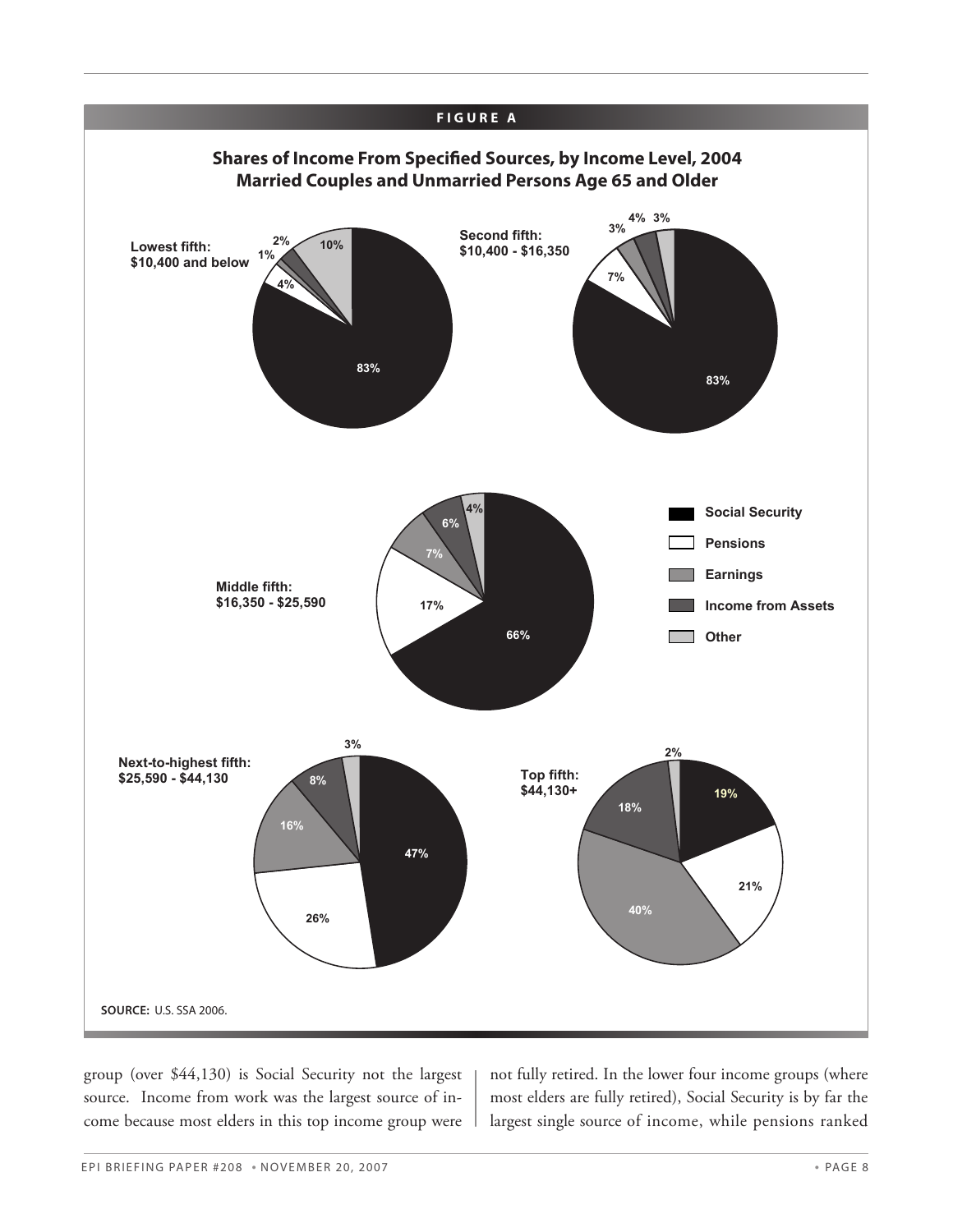**FIGURE A**

**Shares of Income From Specified Sources, by Income Level, 2004**
**Married Couples and Unmarried Persons Age 65 and Older**

| Income level | Social Security | Pensions | Earnings | Income from Assets | Other |
|---|---|---|---|---|---|
| Lowest fifth: $10,400 and below | 83% | 4% | 1% | 2% | 10% |
| Second fifth: $10,400 - $16,350 | 83% | 7% | 3% | 4% | 3% |
| Middle fifth: $16,350 - $25,590 | 66% | 17% | 7% | 6% | 4% |
| Next-to-highest fifth: $25,590 - $44,130 | 47% | 26% | 16% | 8% | 3% |
| Top fifth: $44,130+ | 19% | 21% | 40% | 18% | 2% |

**SOURCE:** U.S. SSA 2006.

group (over $44,130) is Social Security not the largest source. Income from work was the largest source of income because most elders in this top income group were not fully retired. In the lower four income groups (where most elders are fully retired), Social Security is by far the largest single source of income, while pensions ranked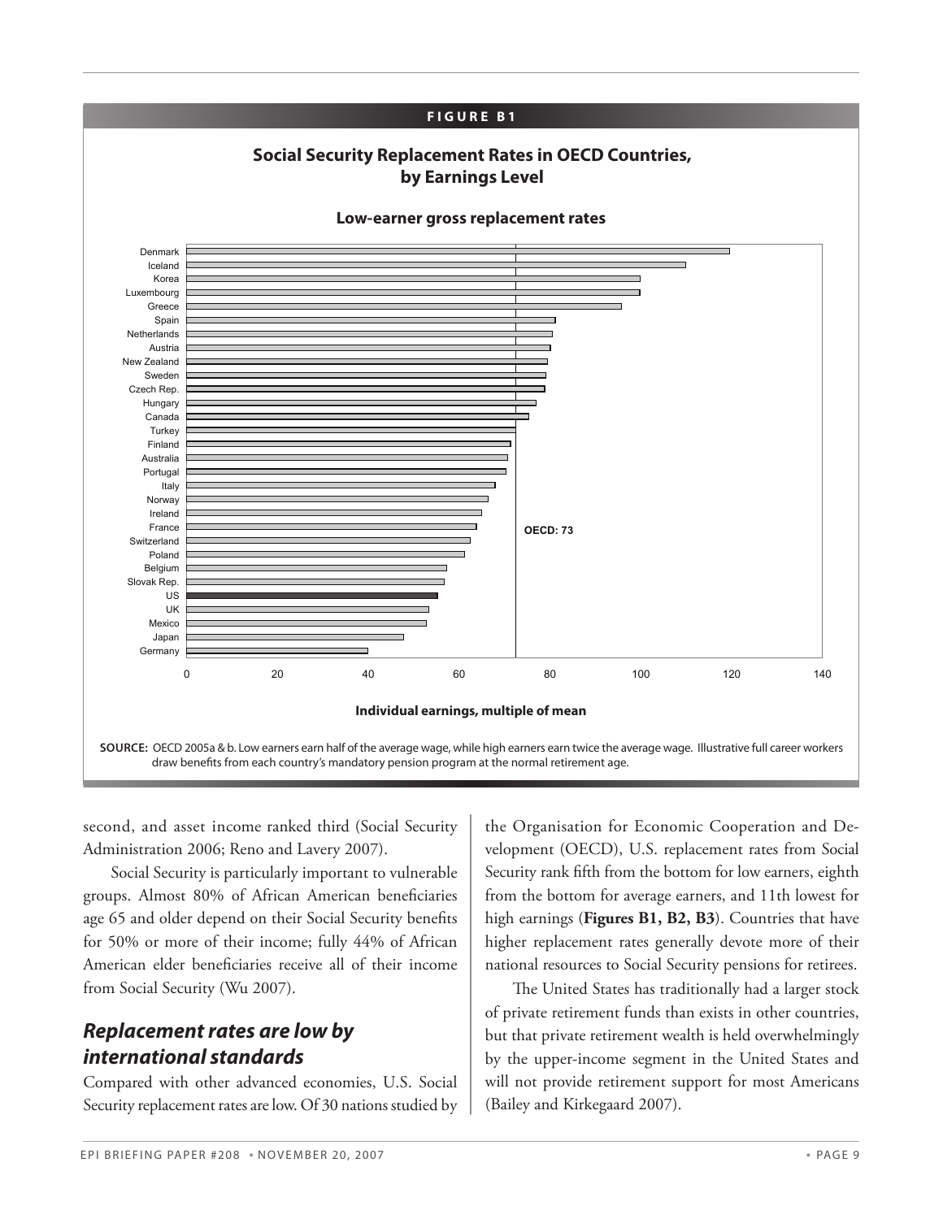**FIGURE B1**

**Social Security Replacement Rates in OECD Countries, by Earnings Level**

**Low-earner gross replacement rates**

Denmark, Iceland, Korea, Luxembourg, Greece, Spain, Netherlands, Austria, New Zealand, Sweden, Czech Rep., Hungary, Canada, Turkey, Finland, Australia, Portugal, Italy, Norway, Ireland, France, Switzerland, Poland, Belgium, Slovak Rep., US, UK, Mexico, Japan, Germany

OECD: 73

0 20 40 60 80 100 120 140

**Individual earnings, multiple of mean**

**SOURCE:** OECD 2005a & b. Low earners earn half of the average wage, while high earners earn twice the average wage. Illustrative full career workers draw benefits from each country's mandatory pension program at the normal retirement age.

second, and asset income ranked third (Social Security Administration 2006; Reno and Lavery 2007).

Social Security is particularly important to vulnerable groups. Almost 80% of African American beneficiaries age 65 and older depend on their Social Security benefits for 50% or more of their income; fully 44% of African American elder beneficiaries receive all of their income from Social Security (Wu 2007).

## *Replacement rates are low by international standards*

Compared with other advanced economies, U.S. Social Security replacement rates are low. Of 30 nations studied by the Organisation for Economic Cooperation and Development (OECD), U.S. replacement rates from Social Security rank fifth from the bottom for low earners, eighth from the bottom for average earners, and 11th lowest for high earnings (**Figures B1, B2, B3**). Countries that have higher replacement rates generally devote more of their national resources to Social Security pensions for retirees.

The United States has traditionally had a larger stock of private retirement funds than exists in other countries, but that private retirement wealth is held overwhelmingly by the upper-income segment in the United States and will not provide retirement support for most Americans (Bailey and Kirkegaard 2007).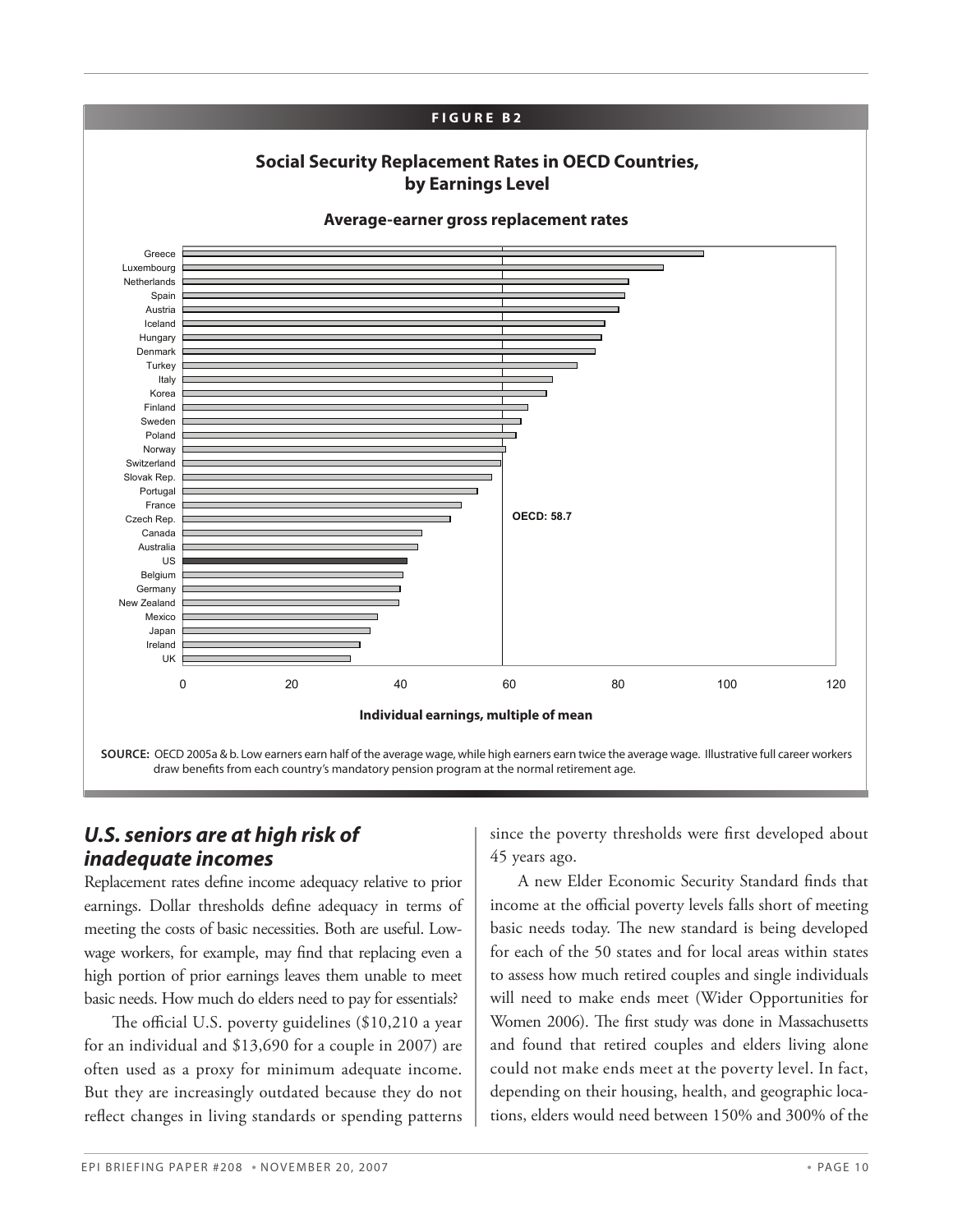**FIGURE B2**

**Social Security Replacement Rates in OECD Countries, by Earnings Level**

**Average-earner gross replacement rates**

Countries (top to bottom): Greece, Luxembourg, Netherlands, Spain, Austria, Iceland, Hungary, Denmark, Turkey, Italy, Korea, Finland, Sweden, Poland, Norway, Switzerland, Slovak Rep., Portugal, France, Czech Rep., Canada, Australia, US, Belgium, Germany, New Zealand, Mexico, Japan, Ireland, UK

OECD: 58.7

Axis: 0, 20, 40, 60, 80, 100, 120

**Individual earnings, multiple of mean**

**SOURCE:** OECD 2005a & b. Low earners earn half of the average wage, while high earners earn twice the average wage. Illustrative full career workers draw benefits from each country's mandatory pension program at the normal retirement age.

## *U.S. seniors are at high risk of inadequate incomes*

Replacement rates define income adequacy relative to prior earnings. Dollar thresholds define adequacy in terms of meeting the costs of basic necessities. Both are useful. Low-wage workers, for example, may find that replacing even a high portion of prior earnings leaves them unable to meet basic needs. How much do elders need to pay for essentials?

The official U.S. poverty guidelines ($10,210 a year for an individual and $13,690 for a couple in 2007) are often used as a proxy for minimum adequate income. But they are increasingly outdated because they do not reflect changes in living standards or spending patterns since the poverty thresholds were first developed about 45 years ago.

A new Elder Economic Security Standard finds that income at the official poverty levels falls short of meeting basic needs today. The new standard is being developed for each of the 50 states and for local areas within states to assess how much retired couples and single individuals will need to make ends meet (Wider Opportunities for Women 2006). The first study was done in Massachusetts and found that retired couples and elders living alone could not make ends meet at the poverty level. In fact, depending on their housing, health, and geographic locations, elders would need between 150% and 300% of the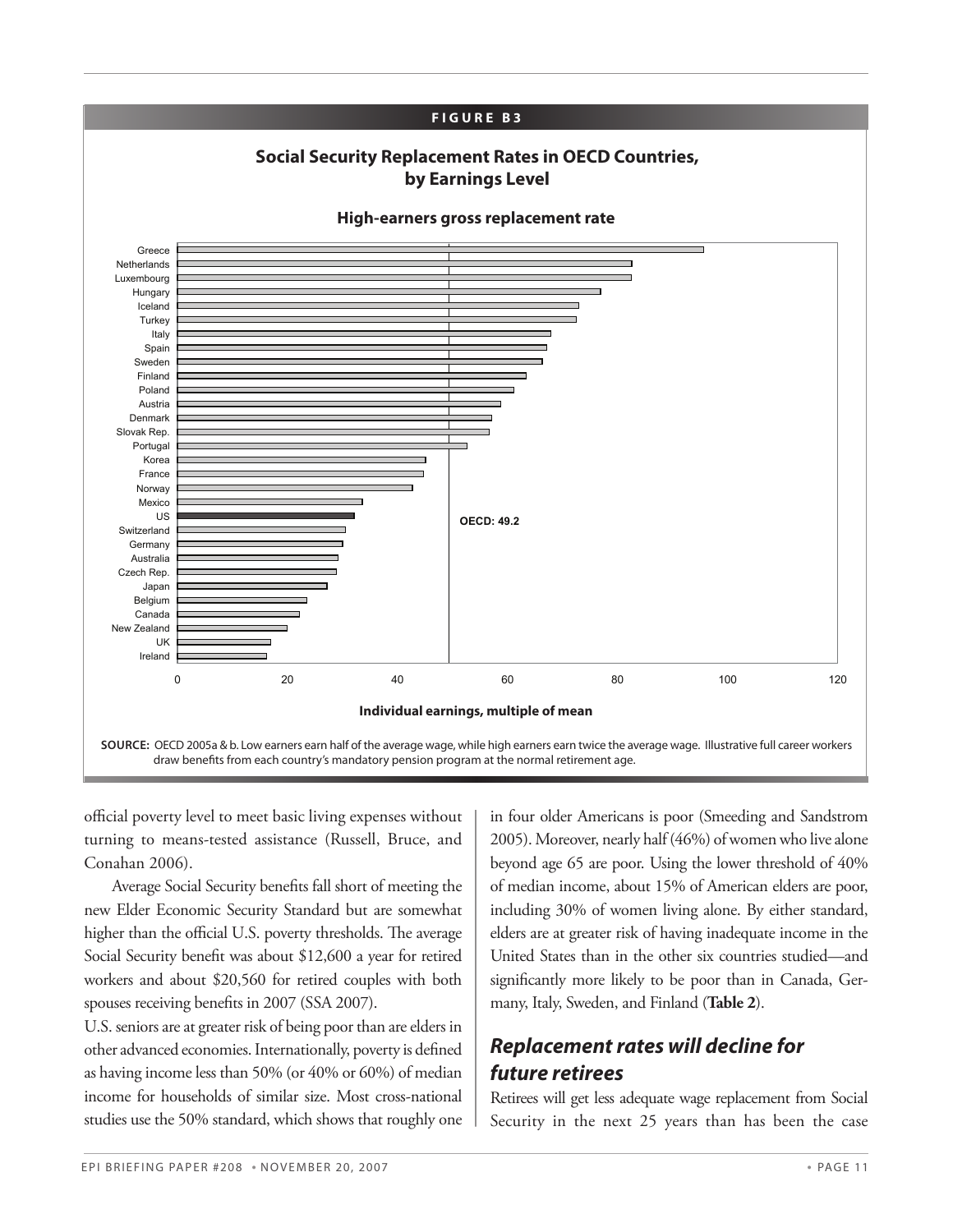**FIGURE B3**

**Social Security Replacement Rates in OECD Countries, by Earnings Level**

**High-earners gross replacement rate**

Greece
Netherlands
Luxembourg
Hungary
Iceland
Turkey
Italy
Spain
Sweden
Finland
Poland
Austria
Denmark
Slovak Rep.
Portugal
Korea
France
Norway
Mexico
US
Switzerland
Germany
Australia
Czech Rep.
Japan
Belgium
Canada
New Zealand
UK
Ireland

OECD: 49.2

0 20 40 60 80 100 120

**Individual earnings, multiple of mean**

**SOURCE:** OECD 2005a & b. Low earners earn half of the average wage, while high earners earn twice the average wage. Illustrative full career workers draw benefits from each country's mandatory pension program at the normal retirement age.

official poverty level to meet basic living expenses without turning to means-tested assistance (Russell, Bruce, and Conahan 2006).

Average Social Security benefits fall short of meeting the new Elder Economic Security Standard but are somewhat higher than the official U.S. poverty thresholds. The average Social Security benefit was about $12,600 a year for retired workers and about $20,560 for retired couples with both spouses receiving benefits in 2007 (SSA 2007).

U.S. seniors are at greater risk of being poor than are elders in other advanced economies. Internationally, poverty is defined as having income less than 50% (or 40% or 60%) of median income for households of similar size. Most cross-national studies use the 50% standard, which shows that roughly one in four older Americans is poor (Smeeding and Sandstrom 2005). Moreover, nearly half (46%) of women who live alone beyond age 65 are poor. Using the lower threshold of 40% of median income, about 15% of American elders are poor, including 30% of women living alone. By either standard, elders are at greater risk of having inadequate income in the United States than in the other six countries studied—and significantly more likely to be poor than in Canada, Germany, Italy, Sweden, and Finland (**Table 2**).

## *Replacement rates will decline for future retirees*

Retirees will get less adequate wage replacement from Social Security in the next 25 years than has been the case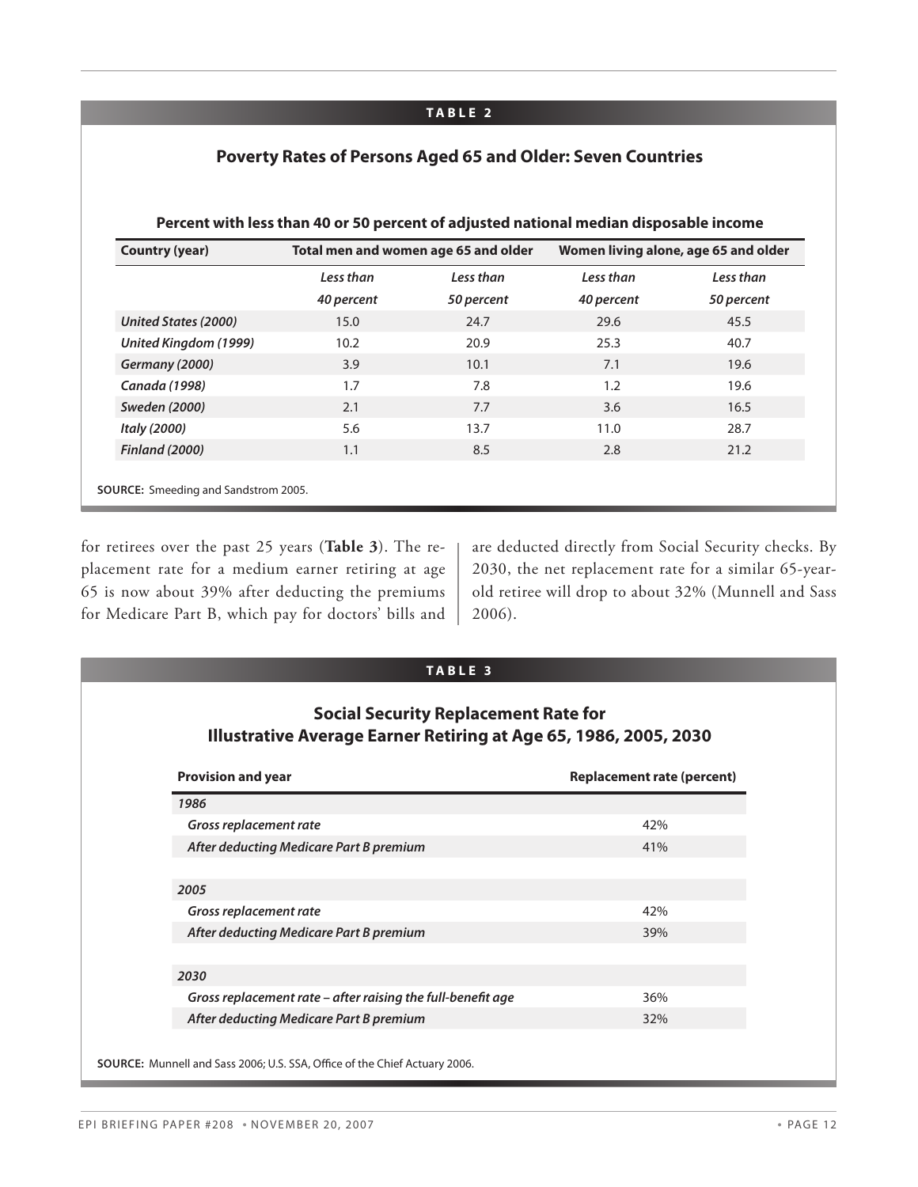**TABLE 2**

**Poverty Rates of Persons Aged 65 and Older: Seven Countries**

**Percent with less than 40 or 50 percent of adjusted national median disposable income**

| Country (year) | Total men and women age 65 and older | | Women living alone, age 65 and older | |
|---|---|---|---|---|
| | *Less than 40 percent* | *Less than 50 percent* | *Less than 40 percent* | *Less than 50 percent* |
| *United States (2000)* | 15.0 | 24.7 | 29.6 | 45.5 |
| *United Kingdom (1999)* | 10.2 | 20.9 | 25.3 | 40.7 |
| *Germany (2000)* | 3.9 | 10.1 | 7.1 | 19.6 |
| *Canada (1998)* | 1.7 | 7.8 | 1.2 | 19.6 |
| *Sweden (2000)* | 2.1 | 7.7 | 3.6 | 16.5 |
| *Italy (2000)* | 5.6 | 13.7 | 11.0 | 28.7 |
| *Finland (2000)* | 1.1 | 8.5 | 2.8 | 21.2 |

**SOURCE:** Smeeding and Sandstrom 2005.

for retirees over the past 25 years (**Table 3**). The replacement rate for a medium earner retiring at age 65 is now about 39% after deducting the premiums for Medicare Part B, which pay for doctors' bills and are deducted directly from Social Security checks. By 2030, the net replacement rate for a similar 65-year-old retiree will drop to about 32% (Munnell and Sass 2006).

**TABLE 3**

**Social Security Replacement Rate for Illustrative Average Earner Retiring at Age 65, 1986, 2005, 2030**

| Provision and year | Replacement rate (percent) |
|---|---|
| *1986* | |
| *Gross replacement rate* | 42% |
| *After deducting Medicare Part B premium* | 41% |
| *2005* | |
| *Gross replacement rate* | 42% |
| *After deducting Medicare Part B premium* | 39% |
| *2030* | |
| *Gross replacement rate – after raising the full-benefit age* | 36% |
| *After deducting Medicare Part B premium* | 32% |

**SOURCE:** Munnell and Sass 2006; U.S. SSA, Office of the Chief Actuary 2006.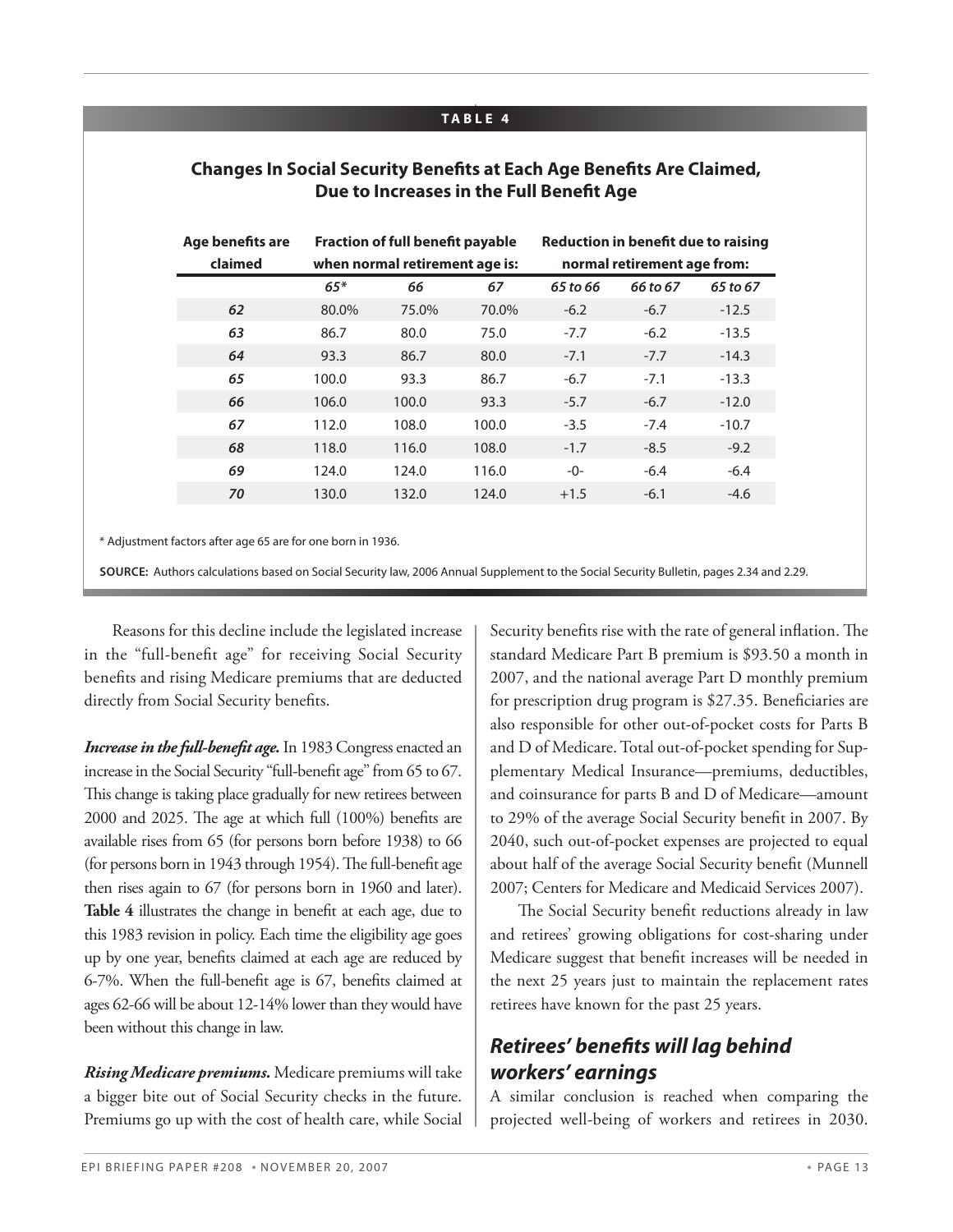**TABLE 4**

**Changes In Social Security Benefits at Each Age Benefits Are Claimed, Due to Increases in the Full Benefit Age**

| Age benefits are claimed | Fraction of full benefit payable when normal retirement age is: | | | Reduction in benefit due to raising normal retirement age from: | | |
|---|---|---|---|---|---|---|
| | *65** | *66* | *67* | *65 to 66* | *66 to 67* | *65 to 67* |
| *62* | 80.0% | 75.0% | 70.0% | -6.2 | -6.7 | -12.5 |
| *63* | 86.7 | 80.0 | 75.0 | -7.7 | -6.2 | -13.5 |
| *64* | 93.3 | 86.7 | 80.0 | -7.1 | -7.7 | -14.3 |
| *65* | 100.0 | 93.3 | 86.7 | -6.7 | -7.1 | -13.3 |
| *66* | 106.0 | 100.0 | 93.3 | -5.7 | -6.7 | -12.0 |
| *67* | 112.0 | 108.0 | 100.0 | -3.5 | -7.4 | -10.7 |
| *68* | 118.0 | 116.0 | 108.0 | -1.7 | -8.5 | -9.2 |
| *69* | 124.0 | 124.0 | 116.0 | -0- | -6.4 | -6.4 |
| *70* | 130.0 | 132.0 | 124.0 | +1.5 | -6.1 | -4.6 |

* Adjustment factors after age 65 are for one born in 1936.

**SOURCE:** Authors calculations based on Social Security law, 2006 Annual Supplement to the Social Security Bulletin, pages 2.34 and 2.29.

Reasons for this decline include the legislated increase in the "full-benefit age" for receiving Social Security benefits and rising Medicare premiums that are deducted directly from Social Security benefits.

***Increase in the full-benefit age.*** In 1983 Congress enacted an increase in the Social Security "full-benefit age" from 65 to 67. This change is taking place gradually for new retirees between 2000 and 2025. The age at which full (100%) benefits are available rises from 65 (for persons born before 1938) to 66 (for persons born in 1943 through 1954). The full-benefit age then rises again to 67 (for persons born in 1960 and later). **Table 4** illustrates the change in benefit at each age, due to this 1983 revision in policy. Each time the eligibility age goes up by one year, benefits claimed at each age are reduced by 6-7%. When the full-benefit age is 67, benefits claimed at ages 62-66 will be about 12-14% lower than they would have been without this change in law.

***Rising Medicare premiums.*** Medicare premiums will take a bigger bite out of Social Security checks in the future. Premiums go up with the cost of health care, while Social Security benefits rise with the rate of general inflation. The standard Medicare Part B premium is $93.50 a month in 2007, and the national average Part D monthly premium for prescription drug program is $27.35. Beneficiaries are also responsible for other out-of-pocket costs for Parts B and D of Medicare. Total out-of-pocket spending for Supplementary Medical Insurance—premiums, deductibles, and coinsurance for parts B and D of Medicare—amount to 29% of the average Social Security benefit in 2007. By 2040, such out-of-pocket expenses are projected to equal about half of the average Social Security benefit (Munnell 2007; Centers for Medicare and Medicaid Services 2007).

The Social Security benefit reductions already in law and retirees' growing obligations for cost-sharing under Medicare suggest that benefit increases will be needed in the next 25 years just to maintain the replacement rates retirees have known for the past 25 years.

## *Retirees' benefits will lag behind workers' earnings*

A similar conclusion is reached when comparing the projected well-being of workers and retirees in 2030.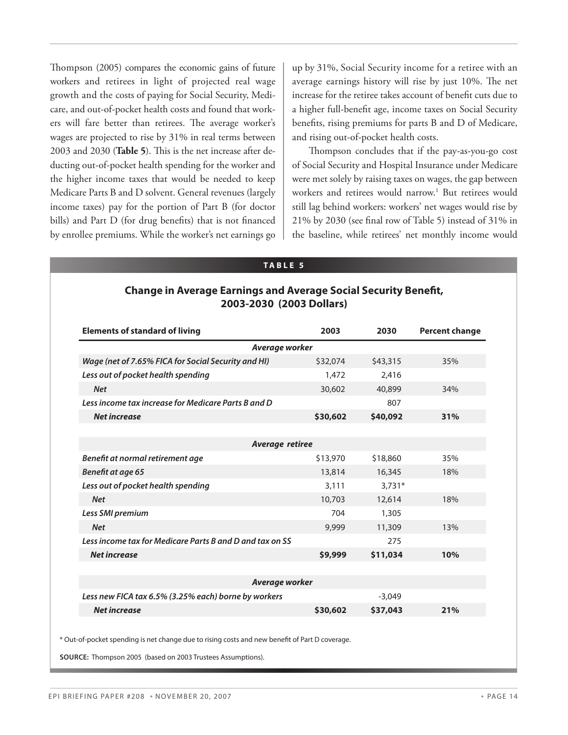Thompson (2005) compares the economic gains of future workers and retirees in light of projected real wage growth and the costs of paying for Social Security, Medicare, and out-of-pocket health costs and found that workers will fare better than retirees. The average worker's wages are projected to rise by 31% in real terms between 2003 and 2030 (**Table 5**). This is the net increase after deducting out-of-pocket health spending for the worker and the higher income taxes that would be needed to keep Medicare Parts B and D solvent. General revenues (largely income taxes) pay for the portion of Part B (for doctor bills) and Part D (for drug benefits) that is not financed by enrollee premiums. While the worker's net earnings go up by 31%, Social Security income for a retiree with an average earnings history will rise by just 10%. The net increase for the retiree takes account of benefit cuts due to a higher full-benefit age, income taxes on Social Security benefits, rising premiums for parts B and D of Medicare, and rising out-of-pocket health costs.

Thompson concludes that if the pay-as-you-go cost of Social Security and Hospital Insurance under Medicare were met solely by raising taxes on wages, the gap between workers and retirees would narrow.[1] But retirees would still lag behind workers: workers' net wages would rise by 21% by 2030 (see final row of Table 5) instead of 31% in the baseline, while retirees' net monthly income would

**TABLE 5**

**Change in Average Earnings and Average Social Security Benefit, 2003-2030 (2003 Dollars)**

| Elements of standard of living | 2003 | 2030 | Percent change |
|---|---|---|---|
| ***Average worker*** | | | |
| ***Wage (net of 7.65% FICA for Social Security and HI)*** | \$32,074 | \$43,315 | 35% |
| ***Less out of pocket health spending*** | 1,472 | 2,416 | |
| ***Net*** | 30,602 | 40,899 | 34% |
| ***Less income tax increase for Medicare Parts B and D*** | | 807 | |
| ***Net increase*** | **\$30,602** | **\$40,092** | **31%** |
| ***Average retiree*** | | | |
| ***Benefit at normal retirement age*** | \$13,970 | \$18,860 | 35% |
| ***Benefit at age 65*** | 13,814 | 16,345 | 18% |
| ***Less out of pocket health spending*** | 3,111 | 3,731* | |
| ***Net*** | 10,703 | 12,614 | 18% |
| ***Less SMI premium*** | 704 | 1,305 | |
| ***Net*** | 9,999 | 11,309 | 13% |
| ***Less income tax for Medicare Parts B and D and tax on SS*** | | 275 | |
| ***Net increase*** | **\$9,999** | **\$11,034** | **10%** |
| ***Average worker*** | | | |
| ***Less new FICA tax 6.5% (3.25% each) borne by workers*** | | -3,049 | |
| ***Net increase*** | **\$30,602** | **\$37,043** | **21%** |

\* Out-of-pocket spending is net change due to rising costs and new benefit of Part D coverage.

**SOURCE:** Thompson 2005 (based on 2003 Trustees Assumptions).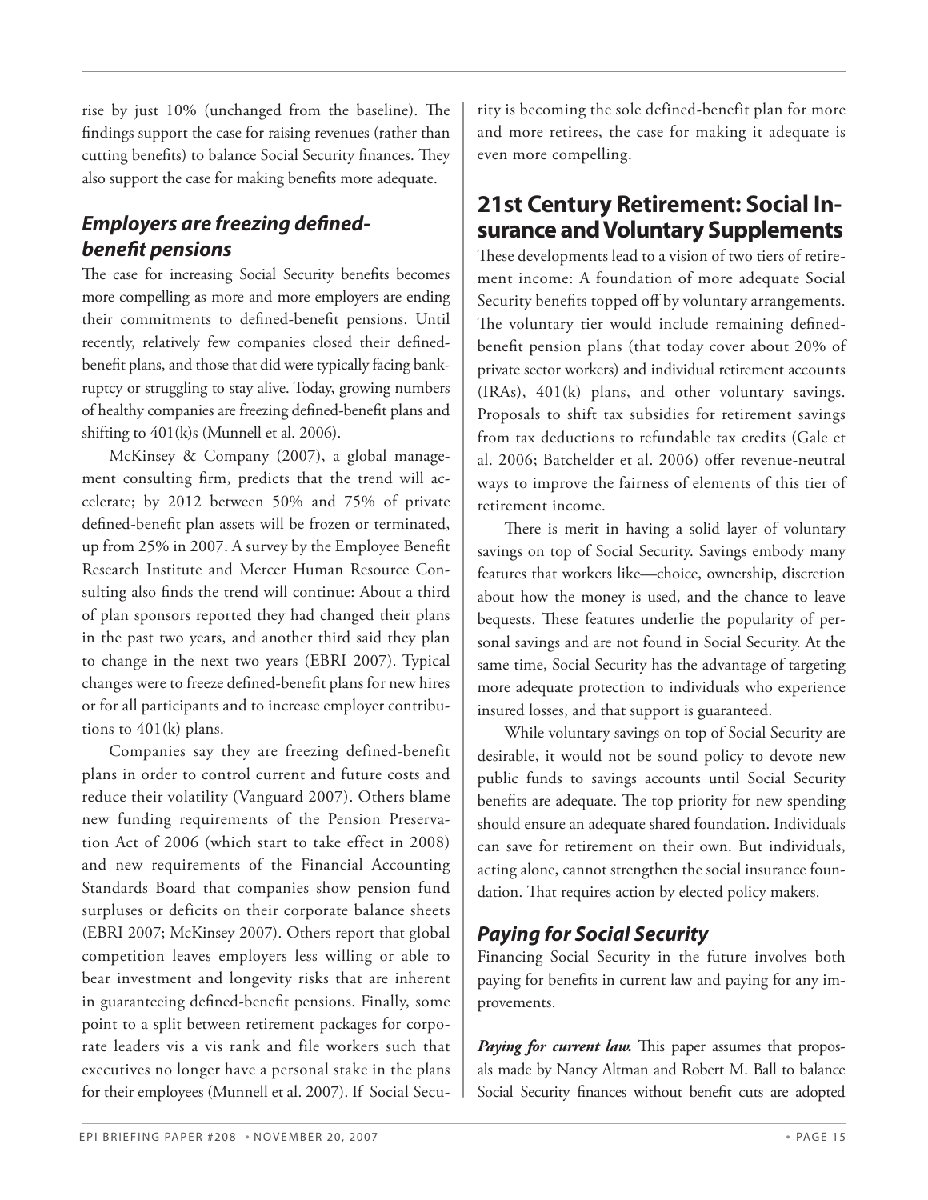rise by just 10% (unchanged from the baseline). The findings support the case for raising revenues (rather than cutting benefits) to balance Social Security finances. They also support the case for making benefits more adequate.

### *Employers are freezing defined-benefit pensions*

The case for increasing Social Security benefits becomes more compelling as more and more employers are ending their commitments to defined-benefit pensions. Until recently, relatively few companies closed their defined-benefit plans, and those that did were typically facing bankruptcy or struggling to stay alive. Today, growing numbers of healthy companies are freezing defined-benefit plans and shifting to 401(k)s (Munnell et al. 2006).

McKinsey & Company (2007), a global management consulting firm, predicts that the trend will accelerate; by 2012 between 50% and 75% of private defined-benefit plan assets will be frozen or terminated, up from 25% in 2007. A survey by the Employee Benefit Research Institute and Mercer Human Resource Consulting also finds the trend will continue: About a third of plan sponsors reported they had changed their plans in the past two years, and another third said they plan to change in the next two years (EBRI 2007). Typical changes were to freeze defined-benefit plans for new hires or for all participants and to increase employer contributions to 401(k) plans.

Companies say they are freezing defined-benefit plans in order to control current and future costs and reduce their volatility (Vanguard 2007). Others blame new funding requirements of the Pension Preservation Act of 2006 (which start to take effect in 2008) and new requirements of the Financial Accounting Standards Board that companies show pension fund surpluses or deficits on their corporate balance sheets (EBRI 2007; McKinsey 2007). Others report that global competition leaves employers less willing or able to bear investment and longevity risks that are inherent in guaranteeing defined-benefit pensions. Finally, some point to a split between retirement packages for corporate leaders vis a vis rank and file workers such that executives no longer have a personal stake in the plans for their employees (Munnell et al. 2007). If Social Security is becoming the sole defined-benefit plan for more and more retirees, the case for making it adequate is even more compelling.

## 21st Century Retirement: Social Insurance and Voluntary Supplements

These developments lead to a vision of two tiers of retirement income: A foundation of more adequate Social Security benefits topped off by voluntary arrangements. The voluntary tier would include remaining defined-benefit pension plans (that today cover about 20% of private sector workers) and individual retirement accounts (IRAs), 401(k) plans, and other voluntary savings. Proposals to shift tax subsidies for retirement savings from tax deductions to refundable tax credits (Gale et al. 2006; Batchelder et al. 2006) offer revenue-neutral ways to improve the fairness of elements of this tier of retirement income.

There is merit in having a solid layer of voluntary savings on top of Social Security. Savings embody many features that workers like—choice, ownership, discretion about how the money is used, and the chance to leave bequests. These features underlie the popularity of personal savings and are not found in Social Security. At the same time, Social Security has the advantage of targeting more adequate protection to individuals who experience insured losses, and that support is guaranteed.

While voluntary savings on top of Social Security are desirable, it would not be sound policy to devote new public funds to savings accounts until Social Security benefits are adequate. The top priority for new spending should ensure an adequate shared foundation. Individuals can save for retirement on their own. But individuals, acting alone, cannot strengthen the social insurance foundation. That requires action by elected policy makers.

### *Paying for Social Security*

Financing Social Security in the future involves both paying for benefits in current law and paying for any improvements.

***Paying for current law.*** This paper assumes that proposals made by Nancy Altman and Robert M. Ball to balance Social Security finances without benefit cuts are adopted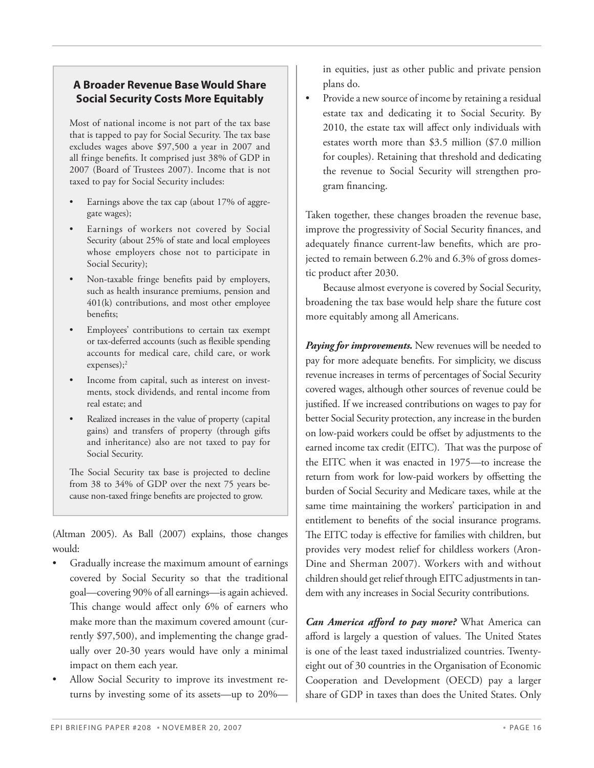### A Broader Revenue Base Would Share Social Security Costs More Equitably

Most of national income is not part of the tax base that is tapped to pay for Social Security. The tax base excludes wages above $97,500 a year in 2007 and all fringe benefits. It comprised just 38% of GDP in 2007 (Board of Trustees 2007). Income that is not taxed to pay for Social Security includes:

- Earnings above the tax cap (about 17% of aggregate wages);
- Earnings of workers not covered by Social Security (about 25% of state and local employees whose employers chose not to participate in Social Security);
- Non-taxable fringe benefits paid by employers, such as health insurance premiums, pension and 401(k) contributions, and most other employee benefits;
- Employees' contributions to certain tax exempt or tax-deferred accounts (such as flexible spending accounts for medical care, child care, or work expenses);[2]
- Income from capital, such as interest on investments, stock dividends, and rental income from real estate; and
- Realized increases in the value of property (capital gains) and transfers of property (through gifts and inheritance) also are not taxed to pay for Social Security.

The Social Security tax base is projected to decline from 38 to 34% of GDP over the next 75 years because non-taxed fringe benefits are projected to grow.

(Altman 2005). As Ball (2007) explains, those changes would:

- Gradually increase the maximum amount of earnings covered by Social Security so that the traditional goal—covering 90% of all earnings—is again achieved. This change would affect only 6% of earners who make more than the maximum covered amount (currently $97,500), and implementing the change gradually over 20-30 years would have only a minimal impact on them each year.
- Allow Social Security to improve its investment returns by investing some of its assets—up to 20%—in equities, just as other public and private pension plans do.
- Provide a new source of income by retaining a residual estate tax and dedicating it to Social Security. By 2010, the estate tax will affect only individuals with estates worth more than $3.5 million ($7.0 million for couples). Retaining that threshold and dedicating the revenue to Social Security will strengthen program financing.

Taken together, these changes broaden the revenue base, improve the progressivity of Social Security finances, and adequately finance current-law benefits, which are projected to remain between 6.2% and 6.3% of gross domestic product after 2030.

Because almost everyone is covered by Social Security, broadening the tax base would help share the future cost more equitably among all Americans.

***Paying for improvements.*** New revenues will be needed to pay for more adequate benefits. For simplicity, we discuss revenue increases in terms of percentages of Social Security covered wages, although other sources of revenue could be justified. If we increased contributions on wages to pay for better Social Security protection, any increase in the burden on low-paid workers could be offset by adjustments to the earned income tax credit (EITC). That was the purpose of the EITC when it was enacted in 1975—to increase the return from work for low-paid workers by offsetting the burden of Social Security and Medicare taxes, while at the same time maintaining the workers' participation in and entitlement to benefits of the social insurance programs. The EITC today is effective for families with children, but provides very modest relief for childless workers (Aron-Dine and Sherman 2007). Workers with and without children should get relief through EITC adjustments in tandem with any increases in Social Security contributions.

***Can America afford to pay more?*** What America can afford is largely a question of values. The United States is one of the least taxed industrialized countries. Twenty-eight out of 30 countries in the Organisation of Economic Cooperation and Development (OECD) pay a larger share of GDP in taxes than does the United States. Only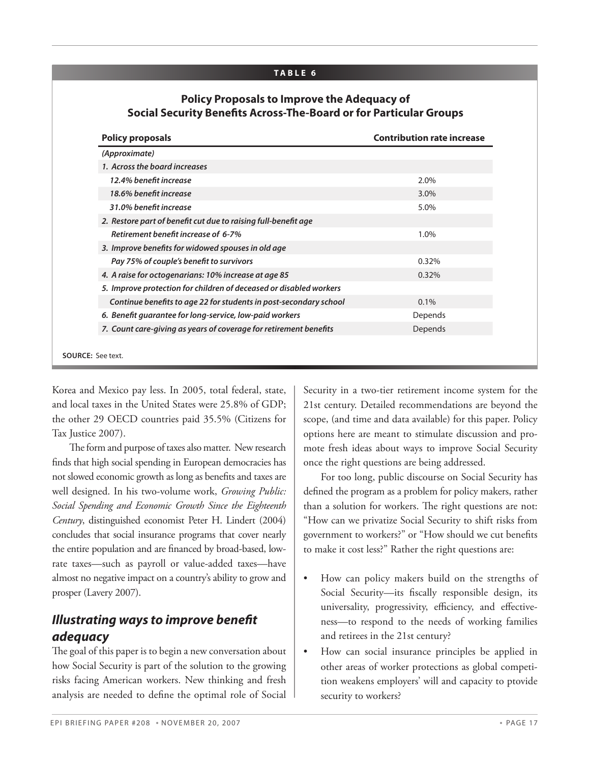**TABLE 6**

**Policy Proposals to Improve the Adequacy of Social Security Benefits Across-The-Board or for Particular Groups**

| Policy proposals | Contribution rate increase |
|---|---|
| *(Approximate)* | |
| *1. Across the board increases* | |
| *12.4% benefit increase* | 2.0% |
| *18.6% benefit increase* | 3.0% |
| *31.0% benefit increase* | 5.0% |
| *2. Restore part of benefit cut due to raising full-benefit age* | |
| *Retirement benefit increase of 6-7%* | 1.0% |
| *3. Improve benefits for widowed spouses in old age* | |
| *Pay 75% of couple's benefit to survivors* | 0.32% |
| *4. A raise for octogenarians: 10% increase at age 85* | 0.32% |
| *5. Improve protection for children of deceased or disabled workers* | |
| *Continue benefits to age 22 for students in post-secondary school* | 0.1% |
| *6. Benefit guarantee for long-service, low-paid workers* | Depends |
| *7. Count care-giving as years of coverage for retirement benefits* | Depends |

**SOURCE:** See text.

Korea and Mexico pay less. In 2005, total federal, state, and local taxes in the United States were 25.8% of GDP; the other 29 OECD countries paid 35.5% (Citizens for Tax Justice 2007).

The form and purpose of taxes also matter. New research finds that high social spending in European democracies has not slowed economic growth as long as benefits and taxes are well designed. In his two-volume work, *Growing Public: Social Spending and Economic Growth Since the Eighteenth Century*, distinguished economist Peter H. Lindert (2004) concludes that social insurance programs that cover nearly the entire population and are financed by broad-based, low-rate taxes—such as payroll or value-added taxes—have almost no negative impact on a country's ability to grow and prosper (Lavery 2007).

## *Illustrating ways to improve benefit adequacy*

The goal of this paper is to begin a new conversation about how Social Security is part of the solution to the growing risks facing American workers. New thinking and fresh analysis are needed to define the optimal role of Social Security in a two-tier retirement income system for the 21st century. Detailed recommendations are beyond the scope, (and time and data available) for this paper. Policy options here are meant to stimulate discussion and promote fresh ideas about ways to improve Social Security once the right questions are being addressed.

For too long, public discourse on Social Security has defined the program as a problem for policy makers, rather than a solution for workers. The right questions are not: "How can we privatize Social Security to shift risks from government to workers?" or "How should we cut benefits to make it cost less?" Rather the right questions are:

- How can policy makers build on the strengths of Social Security—its fiscally responsible design, its universality, progressivity, efficiency, and effectiveness—to respond to the needs of working families and retirees in the 21st century?
- How can social insurance principles be applied in other areas of worker protections as global competition weakens employers' will and capacity to ptovide security to workers?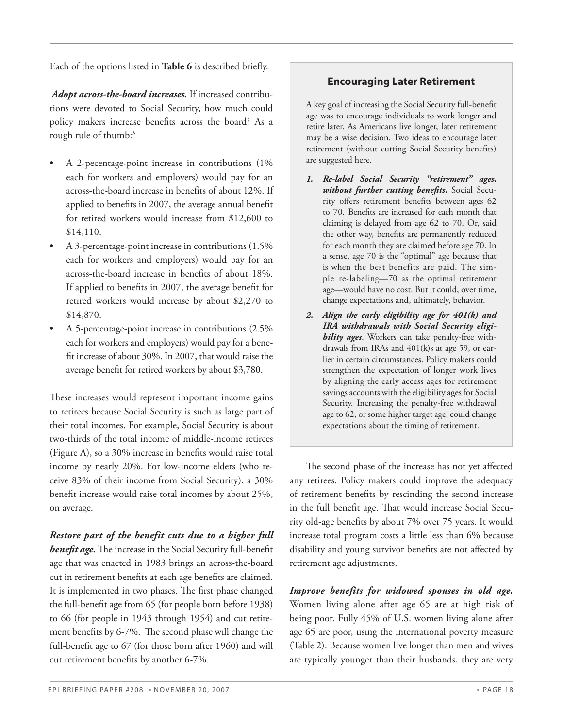Each of the options listed in **Table 6** is described briefly.

***Adopt across-the-board increases.*** If increased contributions were devoted to Social Security, how much could policy makers increase benefits across the board? As a rough rule of thumb:[3]

- A 2-pecentage-point increase in contributions (1% each for workers and employers) would pay for an across-the-board increase in benefits of about 12%. If applied to benefits in 2007, the average annual benefit for retired workers would increase from $12,600 to $14,110.
- A 3-percentage-point increase in contributions (1.5% each for workers and employers) would pay for an across-the-board increase in benefits of about 18%. If applied to benefits in 2007, the average benefit for retired workers would increase by about $2,270 to $14,870.
- A 5-percentage-point increase in contributions (2.5% each for workers and employers) would pay for a benefit increase of about 30%. In 2007, that would raise the average benefit for retired workers by about $3,780.

These increases would represent important income gains to retirees because Social Security is such as large part of their total incomes. For example, Social Security is about two-thirds of the total income of middle-income retirees (Figure A), so a 30% increase in benefits would raise total income by nearly 20%. For low-income elders (who receive 83% of their income from Social Security), a 30% benefit increase would raise total incomes by about 25%, on average.

***Restore part of the benefit cuts due to a higher full benefit age.*** The increase in the Social Security full-benefit age that was enacted in 1983 brings an across-the-board cut in retirement benefits at each age benefits are claimed. It is implemented in two phases. The first phase changed the full-benefit age from 65 (for people born before 1938) to 66 (for people in 1943 through 1954) and cut retirement benefits by 6-7%. The second phase will change the full-benefit age to 67 (for those born after 1960) and will cut retirement benefits by another 6-7%.

### Encouraging Later Retirement

A key goal of increasing the Social Security full-benefit age was to encourage individuals to work longer and retire later. As Americans live longer, later retirement may be a wise decision. Two ideas to encourage later retirement (without cutting Social Security benefits) are suggested here.

1. ***Re-label Social Security "retirement" ages, without further cutting benefits.*** Social Security offers retirement benefits between ages 62 to 70. Benefits are increased for each month that claiming is delayed from age 62 to 70. Or, said the other way, benefits are permanently reduced for each month they are claimed before age 70. In a sense, age 70 is the "optimal" age because that is when the best benefits are paid. The simple re-labeling—70 as the optimal retirement age—would have no cost. But it could, over time, change expectations and, ultimately, behavior.
2. ***Align the early eligibility age for 401(k) and IRA withdrawals with Social Security eligibility ages***. Workers can take penalty-free withdrawals from IRAs and 401(k)s at age 59, or earlier in certain circumstances. Policy makers could strengthen the expectation of longer work lives by aligning the early access ages for retirement savings accounts with the eligibility ages for Social Security. Increasing the penalty-free withdrawal age to 62, or some higher target age, could change expectations about the timing of retirement.

The second phase of the increase has not yet affected any retirees. Policy makers could improve the adequacy of retirement benefits by rescinding the second increase in the full benefit age. That would increase Social Security old-age benefits by about 7% over 75 years. It would increase total program costs a little less than 6% because disability and young survivor benefits are not affected by retirement age adjustments.

***Improve benefits for widowed spouses in old age.*** Women living alone after age 65 are at high risk of being poor. Fully 45% of U.S. women living alone after age 65 are poor, using the international poverty measure (Table 2). Because women live longer than men and wives are typically younger than their husbands, they are very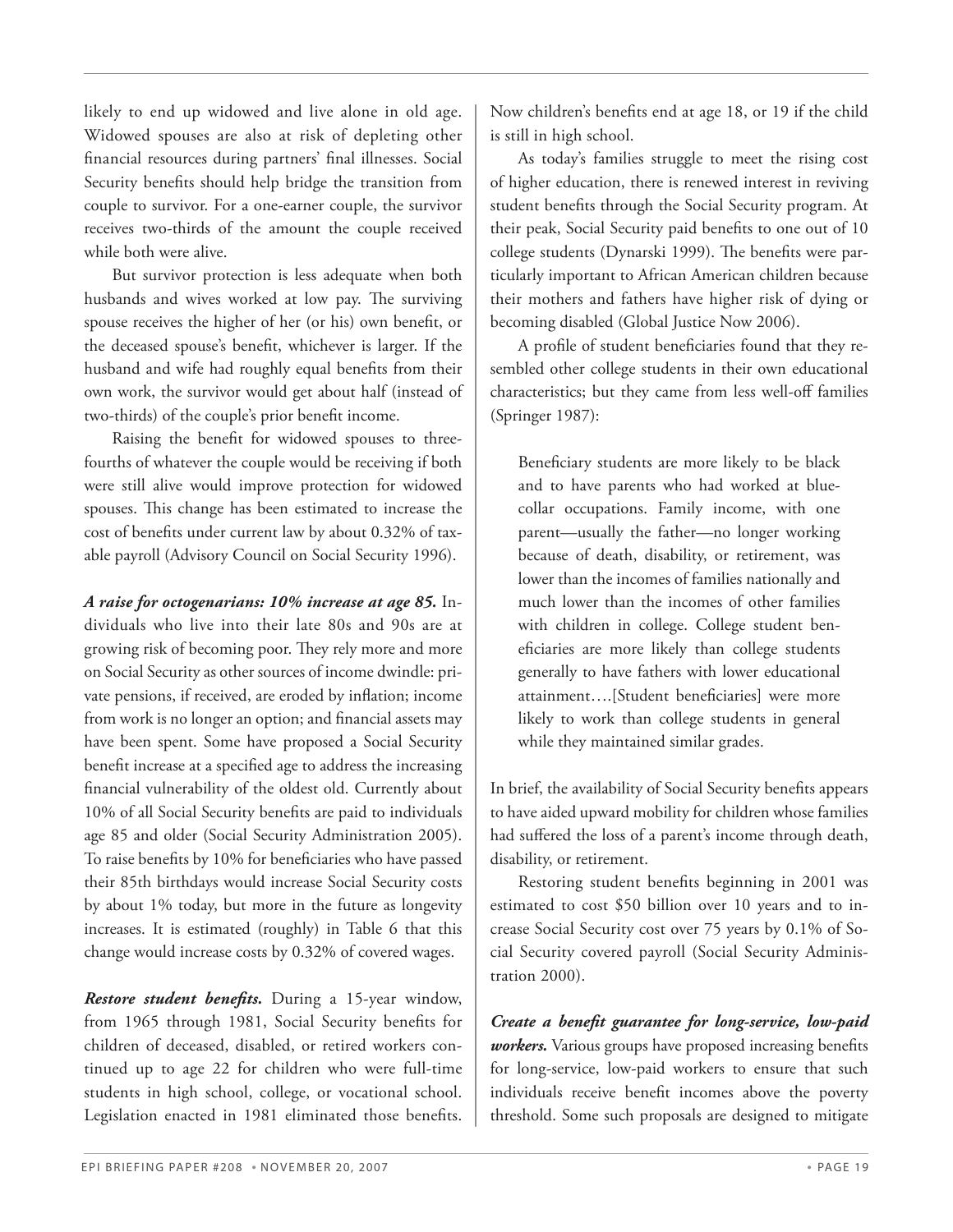likely to end up widowed and live alone in old age. Widowed spouses are also at risk of depleting other financial resources during partners' final illnesses. Social Security benefits should help bridge the transition from couple to survivor. For a one-earner couple, the survivor receives two-thirds of the amount the couple received while both were alive.

But survivor protection is less adequate when both husbands and wives worked at low pay. The surviving spouse receives the higher of her (or his) own benefit, or the deceased spouse's benefit, whichever is larger. If the husband and wife had roughly equal benefits from their own work, the survivor would get about half (instead of two-thirds) of the couple's prior benefit income.

Raising the benefit for widowed spouses to three-fourths of whatever the couple would be receiving if both were still alive would improve protection for widowed spouses. This change has been estimated to increase the cost of benefits under current law by about 0.32% of taxable payroll (Advisory Council on Social Security 1996).

***A raise for octogenarians: 10% increase at age 85.*** Individuals who live into their late 80s and 90s are at growing risk of becoming poor. They rely more and more on Social Security as other sources of income dwindle: private pensions, if received, are eroded by inflation; income from work is no longer an option; and financial assets may have been spent. Some have proposed a Social Security benefit increase at a specified age to address the increasing financial vulnerability of the oldest old. Currently about 10% of all Social Security benefits are paid to individuals age 85 and older (Social Security Administration 2005). To raise benefits by 10% for beneficiaries who have passed their 85th birthdays would increase Social Security costs by about 1% today, but more in the future as longevity increases. It is estimated (roughly) in Table 6 that this change would increase costs by 0.32% of covered wages.

***Restore student benefits.*** During a 15-year window, from 1965 through 1981, Social Security benefits for children of deceased, disabled, or retired workers continued up to age 22 for children who were full-time students in high school, college, or vocational school. Legislation enacted in 1981 eliminated those benefits. Now children's benefits end at age 18, or 19 if the child is still in high school.

As today's families struggle to meet the rising cost of higher education, there is renewed interest in reviving student benefits through the Social Security program. At their peak, Social Security paid benefits to one out of 10 college students (Dynarski 1999). The benefits were particularly important to African American children because their mothers and fathers have higher risk of dying or becoming disabled (Global Justice Now 2006).

A profile of student beneficiaries found that they resembled other college students in their own educational characteristics; but they came from less well-off families (Springer 1987):

> Beneficiary students are more likely to be black and to have parents who had worked at blue-collar occupations. Family income, with one parent—usually the father—no longer working because of death, disability, or retirement, was lower than the incomes of families nationally and much lower than the incomes of other families with children in college. College student beneficiaries are more likely than college students generally to have fathers with lower educational attainment….[Student beneficiaries] were more likely to work than college students in general while they maintained similar grades.

In brief, the availability of Social Security benefits appears to have aided upward mobility for children whose families had suffered the loss of a parent's income through death, disability, or retirement.

Restoring student benefits beginning in 2001 was estimated to cost $50 billion over 10 years and to increase Social Security cost over 75 years by 0.1% of Social Security covered payroll (Social Security Administration 2000).

***Create a benefit guarantee for long-service, low-paid workers.*** Various groups have proposed increasing benefits for long-service, low-paid workers to ensure that such individuals receive benefit incomes above the poverty threshold. Some such proposals are designed to mitigate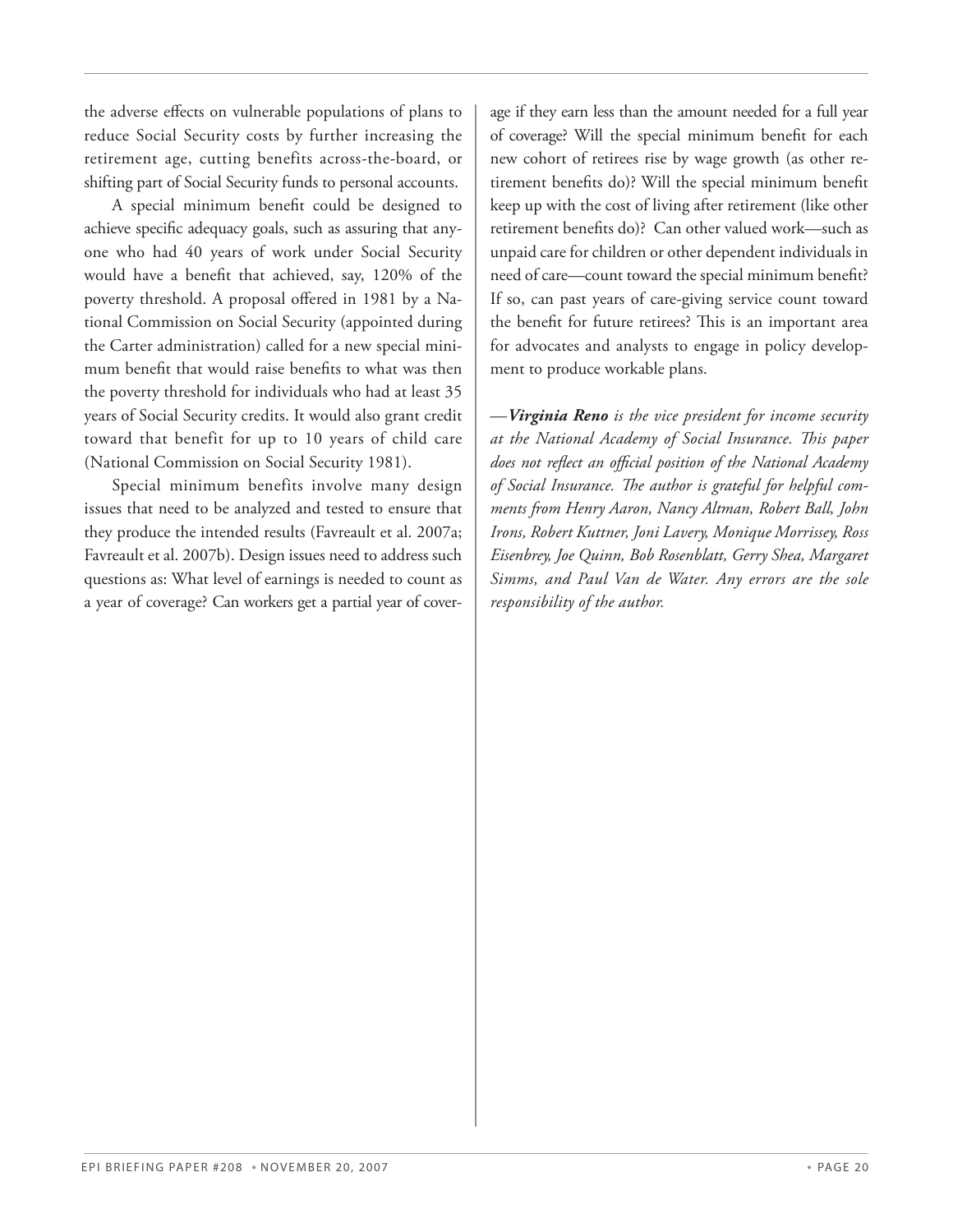the adverse effects on vulnerable populations of plans to reduce Social Security costs by further increasing the retirement age, cutting benefits across-the-board, or shifting part of Social Security funds to personal accounts.

A special minimum benefit could be designed to achieve specific adequacy goals, such as assuring that anyone who had 40 years of work under Social Security would have a benefit that achieved, say, 120% of the poverty threshold. A proposal offered in 1981 by a National Commission on Social Security (appointed during the Carter administration) called for a new special minimum benefit that would raise benefits to what was then the poverty threshold for individuals who had at least 35 years of Social Security credits. It would also grant credit toward that benefit for up to 10 years of child care (National Commission on Social Security 1981).

Special minimum benefits involve many design issues that need to be analyzed and tested to ensure that they produce the intended results (Favreault et al. 2007a; Favreault et al. 2007b). Design issues need to address such questions as: What level of earnings is needed to count as a year of coverage? Can workers get a partial year of coverage if they earn less than the amount needed for a full year of coverage? Will the special minimum benefit for each new cohort of retirees rise by wage growth (as other retirement benefits do)? Will the special minimum benefit keep up with the cost of living after retirement (like other retirement benefits do)? Can other valued work—such as unpaid care for children or other dependent individuals in need of care—count toward the special minimum benefit? If so, can past years of care-giving service count toward the benefit for future retirees? This is an important area for advocates and analysts to engage in policy development to produce workable plans.

*—**Virginia Reno** is the vice president for income security at the National Academy of Social Insurance. This paper does not reflect an official position of the National Academy of Social Insurance. The author is grateful for helpful comments from Henry Aaron, Nancy Altman, Robert Ball, John Irons, Robert Kuttner, Joni Lavery, Monique Morrissey, Ross Eisenbrey, Joe Quinn, Bob Rosenblatt, Gerry Shea, Margaret Simms, and Paul Van de Water. Any errors are the sole responsibility of the author.*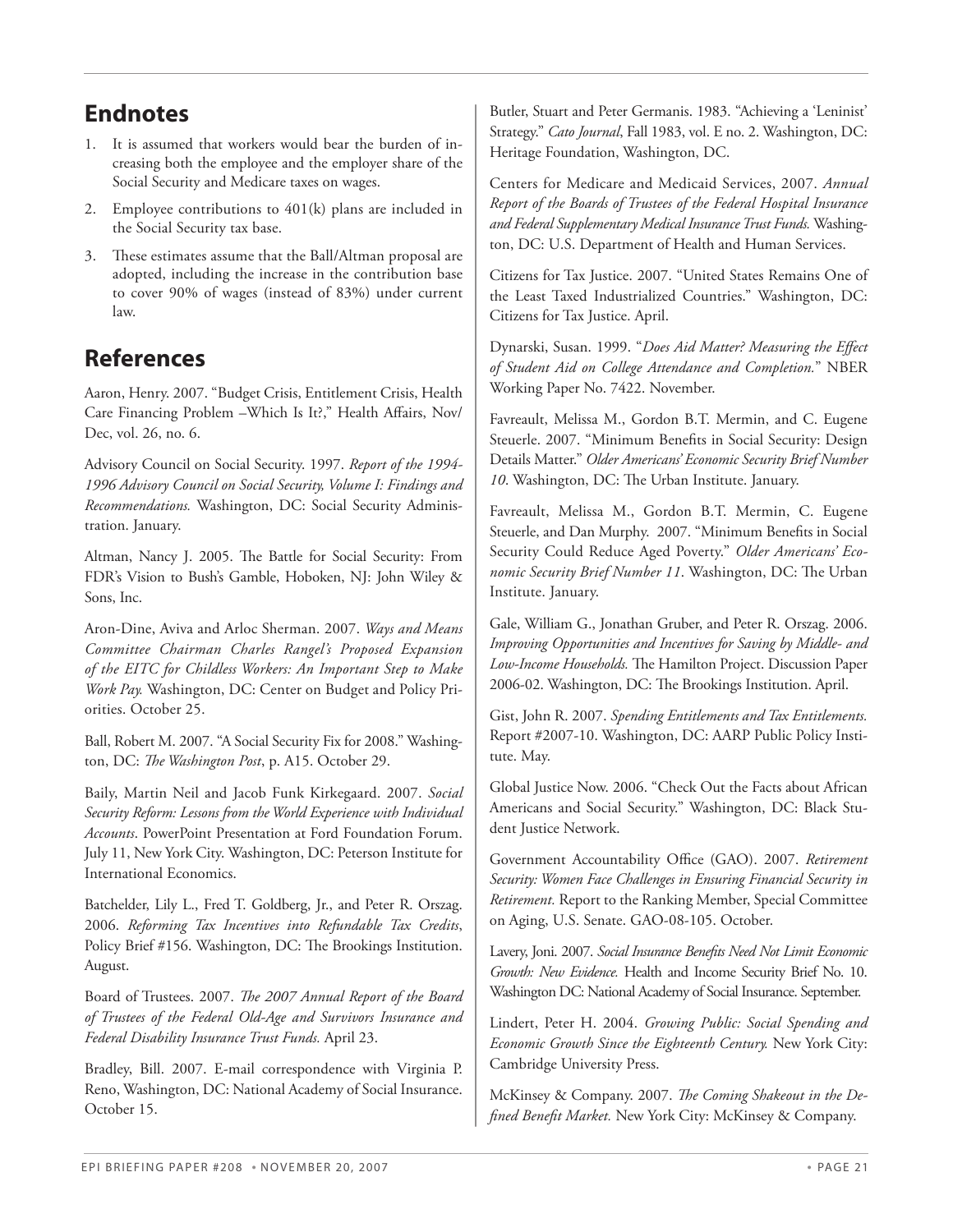## Endnotes

1. It is assumed that workers would bear the burden of increasing both the employee and the employer share of the Social Security and Medicare taxes on wages.
2. Employee contributions to 401(k) plans are included in the Social Security tax base.
3. These estimates assume that the Ball/Altman proposal are adopted, including the increase in the contribution base to cover 90% of wages (instead of 83%) under current law.

## References

Aaron, Henry. 2007. "Budget Crisis, Entitlement Crisis, Health Care Financing Problem –Which Is It?," Health Affairs, Nov/Dec, vol. 26, no. 6.

Advisory Council on Social Security. 1997. *Report of the 1994-1996 Advisory Council on Social Security, Volume I: Findings and Recommendations.* Washington, DC: Social Security Administration. January.

Altman, Nancy J. 2005. The Battle for Social Security: From FDR's Vision to Bush's Gamble, Hoboken, NJ: John Wiley & Sons, Inc.

Aron-Dine, Aviva and Arloc Sherman. 2007. *Ways and Means Committee Chairman Charles Rangel's Proposed Expansion of the EITC for Childless Workers: An Important Step to Make Work Pay.* Washington, DC: Center on Budget and Policy Priorities. October 25.

Ball, Robert M. 2007. "A Social Security Fix for 2008." Washington, DC: *The Washington Post*, p. A15. October 29.

Baily, Martin Neil and Jacob Funk Kirkegaard. 2007. *Social Security Reform: Lessons from the World Experience with Individual Accounts*. PowerPoint Presentation at Ford Foundation Forum. July 11, New York City. Washington, DC: Peterson Institute for International Economics.

Batchelder, Lily L., Fred T. Goldberg, Jr., and Peter R. Orszag. 2006. *Reforming Tax Incentives into Refundable Tax Credits*, Policy Brief #156. Washington, DC: The Brookings Institution. August.

Board of Trustees. 2007. *The 2007 Annual Report of the Board of Trustees of the Federal Old-Age and Survivors Insurance and Federal Disability Insurance Trust Funds.* April 23.

Bradley, Bill. 2007. E-mail correspondence with Virginia P. Reno, Washington, DC: National Academy of Social Insurance. October 15.

Butler, Stuart and Peter Germanis. 1983. "Achieving a 'Leninist' Strategy." *Cato Journal*, Fall 1983, vol. E no. 2. Washington, DC: Heritage Foundation, Washington, DC.

Centers for Medicare and Medicaid Services, 2007. *Annual Report of the Boards of Trustees of the Federal Hospital Insurance and Federal Supplementary Medical Insurance Trust Funds.* Washington, DC: U.S. Department of Health and Human Services.

Citizens for Tax Justice. 2007. "United States Remains One of the Least Taxed Industrialized Countries." Washington, DC: Citizens for Tax Justice. April.

Dynarski, Susan. 1999. "*Does Aid Matter? Measuring the Effect of Student Aid on College Attendance and Completion.*" NBER Working Paper No. 7422. November.

Favreault, Melissa M., Gordon B.T. Mermin, and C. Eugene Steuerle. 2007. "Minimum Benefits in Social Security: Design Details Matter." *Older Americans' Economic Security Brief Number 10*. Washington, DC: The Urban Institute. January.

Favreault, Melissa M., Gordon B.T. Mermin, C. Eugene Steuerle, and Dan Murphy. 2007. "Minimum Benefits in Social Security Could Reduce Aged Poverty." *Older Americans' Economic Security Brief Number 11*. Washington, DC: The Urban Institute. January.

Gale, William G., Jonathan Gruber, and Peter R. Orszag. 2006. *Improving Opportunities and Incentives for Saving by Middle- and Low-Income Households.* The Hamilton Project. Discussion Paper 2006-02. Washington, DC: The Brookings Institution. April.

Gist, John R. 2007. *Spending Entitlements and Tax Entitlements.* Report #2007-10. Washington, DC: AARP Public Policy Institute. May.

Global Justice Now. 2006. "Check Out the Facts about African Americans and Social Security." Washington, DC: Black Student Justice Network.

Government Accountability Office (GAO). 2007. *Retirement Security: Women Face Challenges in Ensuring Financial Security in Retirement.* Report to the Ranking Member, Special Committee on Aging, U.S. Senate. GAO-08-105. October.

Lavery, Joni. 2007. *Social Insurance Benefits Need Not Limit Economic Growth: New Evidence.* Health and Income Security Brief No. 10. Washington DC: National Academy of Social Insurance. September.

Lindert, Peter H. 2004. *Growing Public: Social Spending and Economic Growth Since the Eighteenth Century.* New York City: Cambridge University Press.

McKinsey & Company. 2007. *The Coming Shakeout in the Defined Benefit Market.* New York City: McKinsey & Company.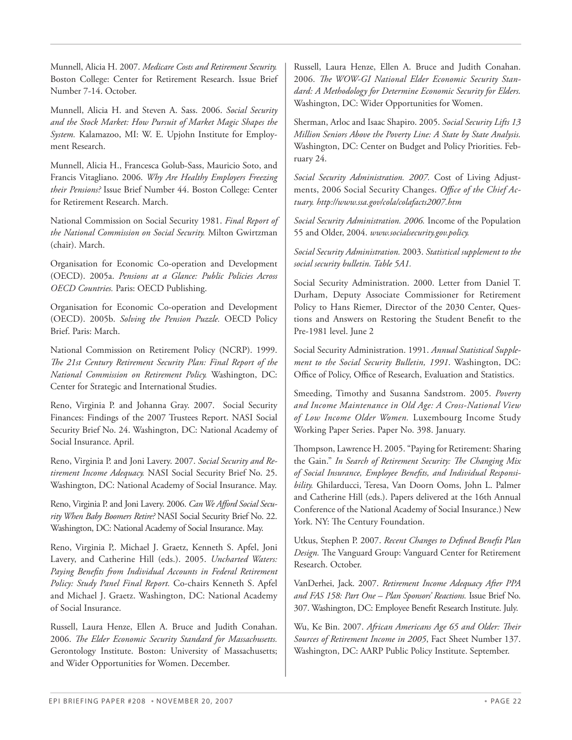Munnell, Alicia H. 2007. *Medicare Costs and Retirement Security.* Boston College: Center for Retirement Research. Issue Brief Number 7-14. October.

Munnell, Alicia H. and Steven A. Sass. 2006. *Social Security and the Stock Market: How Pursuit of Market Magic Shapes the System.* Kalamazoo, MI: W. E. Upjohn Institute for Employment Research.

Munnell, Alicia H., Francesca Golub-Sass, Mauricio Soto, and Francis Vitagliano. 2006. *Why Are Healthy Employers Freezing their Pensions?* Issue Brief Number 44. Boston College: Center for Retirement Research. March.

National Commission on Social Security 1981. *Final Report of the National Commission on Social Security.* Milton Gwirtzman (chair). March.

Organisation for Economic Co-operation and Development (OECD). 2005a. *Pensions at a Glance: Public Policies Across OECD Countries.* Paris: OECD Publishing.

Organisation for Economic Co-operation and Development (OECD). 2005b. *Solving the Pension Puzzle.* OECD Policy Brief. Paris: March.

National Commission on Retirement Policy (NCRP). 1999. *The 21st Century Retirement Security Plan: Final Report of the National Commission on Retirement Policy.* Washington, DC: Center for Strategic and International Studies.

Reno, Virginia P. and Johanna Gray. 2007. Social Security Finances: Findings of the 2007 Trustees Report. NASI Social Security Brief No. 24. Washington, DC: National Academy of Social Insurance. April.

Reno, Virginia P. and Joni Lavery. 2007. *Social Security and Retirement Income Adequacy.* NASI Social Security Brief No. 25. Washington, DC: National Academy of Social Insurance. May.

Reno, Virginia P. and Joni Lavery. 2006. *Can We Afford Social Security When Baby Boomers Retire?* NASI Social Security Brief No. 22. Washington, DC: National Academy of Social Insurance. May.

Reno, Virginia P,. Michael J. Graetz, Kenneth S. Apfel, Joni Lavery, and Catherine Hill (eds.). 2005. *Uncharted Waters: Paying Benefits from Individual Accounts in Federal Retirement Policy: Study Panel Final Report.* Co-chairs Kenneth S. Apfel and Michael J. Graetz. Washington, DC: National Academy of Social Insurance.

Russell, Laura Henze, Ellen A. Bruce and Judith Conahan. 2006. *The Elder Economic Security Standard for Massachusetts.* Gerontology Institute. Boston: University of Massachusetts; and Wider Opportunities for Women. December.

Russell, Laura Henze, Ellen A. Bruce and Judith Conahan. 2006. *The WOW-GI National Elder Economic Security Standard: A Methodology for Determine Economic Security for Elders.* Washington, DC: Wider Opportunities for Women.

Sherman, Arloc and Isaac Shapiro. 2005. *Social Security Lifts 13 Million Seniors Above the Poverty Line: A State by State Analysis.* Washington, DC: Center on Budget and Policy Priorities. February 24.

*Social Security Administration. 2007.* Cost of Living Adjustments, 2006 Social Security Changes. *Office of the Chief Actuary. http://www.ssa.gov/cola/colafacts2007.htm*

*Social Security Administration. 2006.* Income of the Population 55 and Older, 2004. *www.socialsecurity.gov.policy.*

*Social Security Administration.* 2003. *Statistical supplement to the social security bulletin. Table 5A1.*

Social Security Administration. 2000. Letter from Daniel T. Durham, Deputy Associate Commissioner for Retirement Policy to Hans Riemer, Director of the 2030 Center, Questions and Answers on Restoring the Student Benefit to the Pre-1981 level. June 2

Social Security Administration. 1991. *Annual Statistical Supplement to the Social Security Bulletin, 1991.* Washington, DC: Office of Policy, Office of Research, Evaluation and Statistics.

Smeeding, Timothy and Susanna Sandstrom. 2005. *Poverty and Income Maintenance in Old Age: A Cross-National View of Low Income Older Women.* Luxembourg Income Study Working Paper Series. Paper No. 398. January.

Thompson, Lawrence H. 2005. "Paying for Retirement: Sharing the Gain." *In Search of Retirement Security: The Changing Mix of Social Insurance, Employee Benefits, and Individual Responsibility.* Ghilarducci, Teresa, Van Doorn Ooms, John L. Palmer and Catherine Hill (eds.). Papers delivered at the 16th Annual Conference of the National Academy of Social Insurance.) New York. NY: The Century Foundation.

Utkus, Stephen P. 2007. *Recent Changes to Defined Benefit Plan Design.* The Vanguard Group: Vanguard Center for Retirement Research. October.

VanDerhei, Jack. 2007. *Retirement Income Adequacy After PPA and FAS 158: Part One – Plan Sponsors' Reactions.* Issue Brief No. 307. Washington, DC: Employee Benefit Research Institute. July.

Wu, Ke Bin. 2007. *African Americans Age 65 and Older: Their Sources of Retirement Income in 2005*, Fact Sheet Number 137. Washington, DC: AARP Public Policy Institute. September.